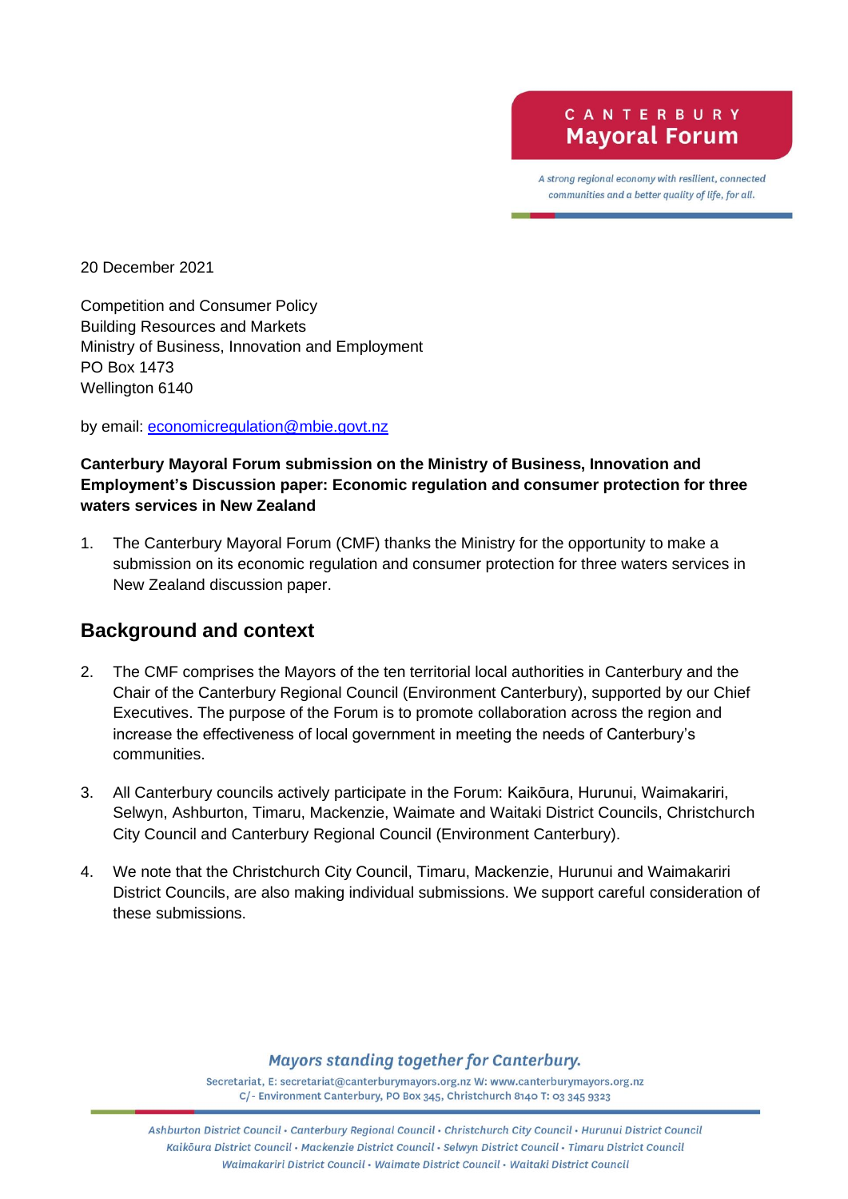CANTERBURY
**Mayoral Forum**

*A strong regional economy with resilient, connected communities and a better quality of life, for all.*

20 December 2021

Competition and Consumer Policy
Building Resources and Markets
Ministry of Business, Innovation and Employment
PO Box 1473
Wellington 6140

by email: economicregulation@mbie.govt.nz

**Canterbury Mayoral Forum submission on the Ministry of Business, Innovation and Employment's Discussion paper: Economic regulation and consumer protection for three waters services in New Zealand**

1. The Canterbury Mayoral Forum (CMF) thanks the Ministry for the opportunity to make a submission on its economic regulation and consumer protection for three waters services in New Zealand discussion paper.

## Background and context

2. The CMF comprises the Mayors of the ten territorial local authorities in Canterbury and the Chair of the Canterbury Regional Council (Environment Canterbury), supported by our Chief Executives. The purpose of the Forum is to promote collaboration across the region and increase the effectiveness of local government in meeting the needs of Canterbury's communities.

3. All Canterbury councils actively participate in the Forum: Kaikōura, Hurunui, Waimakariri, Selwyn, Ashburton, Timaru, Mackenzie, Waimate and Waitaki District Councils, Christchurch City Council and Canterbury Regional Council (Environment Canterbury).

4. We note that the Christchurch City Council, Timaru, Mackenzie, Hurunui and Waimakariri District Councils, are also making individual submissions. We support careful consideration of these submissions.

*Mayors standing together for Canterbury.*

Secretariat, E: secretariat@canterburymayors.org.nz W: www.canterburymayors.org.nz
C/- Environment Canterbury, PO Box 345, Christchurch 8140 T: 03 345 9323

*Ashburton District Council • Canterbury Regional Council • Christchurch City Council • Hurunui District Council
Kaikōura District Council • Mackenzie District Council • Selwyn District Council • Timaru District Council
Waimakariri District Council • Waimate District Council • Waitaki District Council*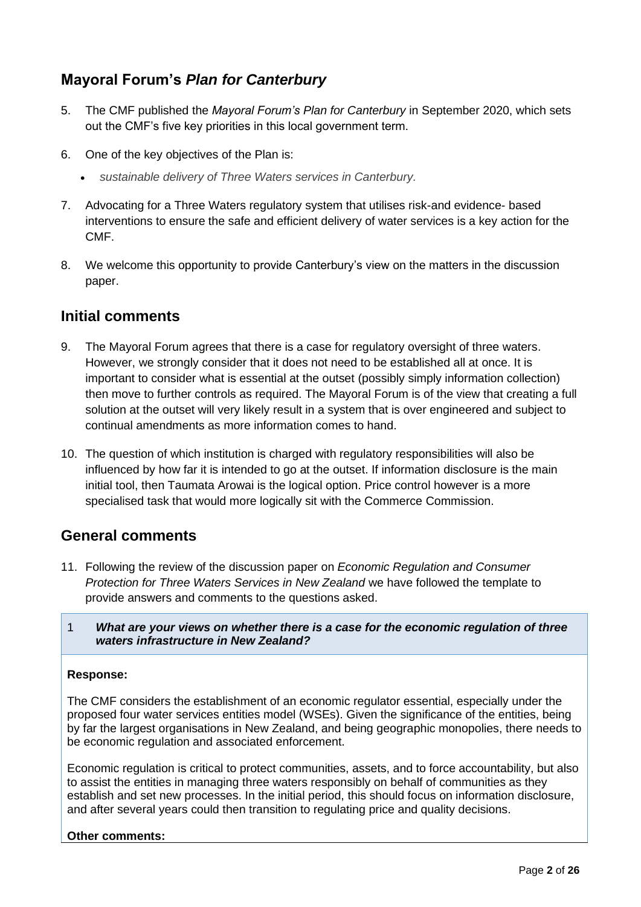## Mayoral Forum's *Plan for Canterbury*

5. The CMF published the *Mayoral Forum's Plan for Canterbury* in September 2020, which sets out the CMF's five key priorities in this local government term.

6. One of the key objectives of the Plan is:

   - *sustainable delivery of Three Waters services in Canterbury.*

7. Advocating for a Three Waters regulatory system that utilises risk-and evidence- based interventions to ensure the safe and efficient delivery of water services is a key action for the CMF.

8. We welcome this opportunity to provide Canterbury's view on the matters in the discussion paper.

## Initial comments

9. The Mayoral Forum agrees that there is a case for regulatory oversight of three waters. However, we strongly consider that it does not need to be established all at once. It is important to consider what is essential at the outset (possibly simply information collection) then move to further controls as required. The Mayoral Forum is of the view that creating a full solution at the outset will very likely result in a system that is over engineered and subject to continual amendments as more information comes to hand.

10. The question of which institution is charged with regulatory responsibilities will also be influenced by how far it is intended to go at the outset. If information disclosure is the main initial tool, then Taumata Arowai is the logical option. Price control however is a more specialised task that would more logically sit with the Commerce Commission.

## General comments

11. Following the review of the discussion paper on *Economic Regulation and Consumer Protection for Three Waters Services in New Zealand* we have followed the template to provide answers and comments to the questions asked.

**1 *What are your views on whether there is a case for the economic regulation of three waters infrastructure in New Zealand?***

**Response:**

The CMF considers the establishment of an economic regulator essential, especially under the proposed four water services entities model (WSEs). Given the significance of the entities, being by far the largest organisations in New Zealand, and being geographic monopolies, there needs to be economic regulation and associated enforcement.

Economic regulation is critical to protect communities, assets, and to force accountability, but also to assist the entities in managing three waters responsibly on behalf of communities as they establish and set new processes. In the initial period, this should focus on information disclosure, and after several years could then transition to regulating price and quality decisions.

**Other comments:**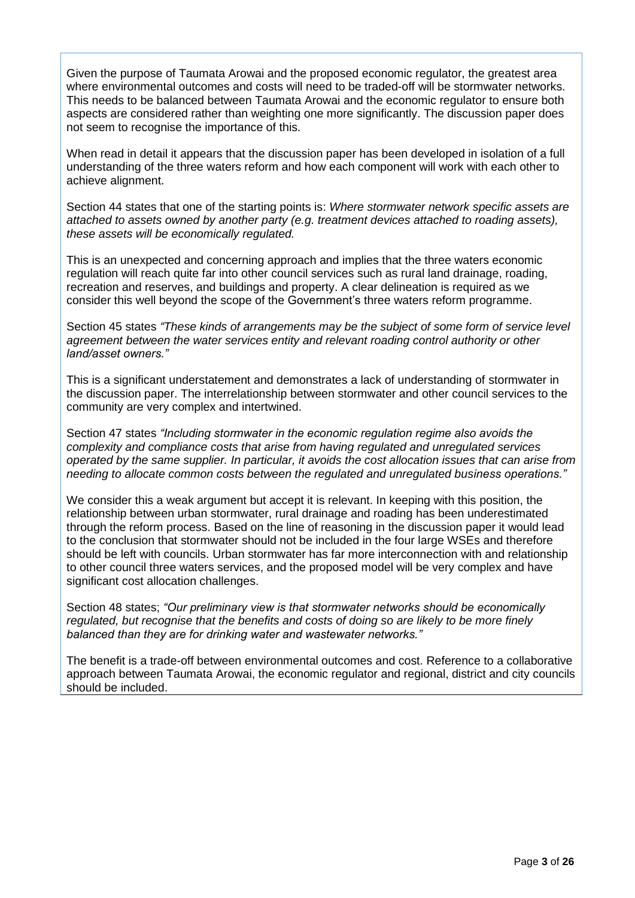Given the purpose of Taumata Arowai and the proposed economic regulator, the greatest area where environmental outcomes and costs will need to be traded-off will be stormwater networks. This needs to be balanced between Taumata Arowai and the economic regulator to ensure both aspects are considered rather than weighting one more significantly. The discussion paper does not seem to recognise the importance of this.

When read in detail it appears that the discussion paper has been developed in isolation of a full understanding of the three waters reform and how each component will work with each other to achieve alignment.

Section 44 states that one of the starting points is: *Where stormwater network specific assets are attached to assets owned by another party (e.g. treatment devices attached to roading assets), these assets will be economically regulated.*

This is an unexpected and concerning approach and implies that the three waters economic regulation will reach quite far into other council services such as rural land drainage, roading, recreation and reserves, and buildings and property. A clear delineation is required as we consider this well beyond the scope of the Government's three waters reform programme.

Section 45 states *"These kinds of arrangements may be the subject of some form of service level agreement between the water services entity and relevant roading control authority or other land/asset owners."*

This is a significant understatement and demonstrates a lack of understanding of stormwater in the discussion paper. The interrelationship between stormwater and other council services to the community are very complex and intertwined.

Section 47 states *"Including stormwater in the economic regulation regime also avoids the complexity and compliance costs that arise from having regulated and unregulated services operated by the same supplier. In particular, it avoids the cost allocation issues that can arise from needing to allocate common costs between the regulated and unregulated business operations."*

We consider this a weak argument but accept it is relevant. In keeping with this position, the relationship between urban stormwater, rural drainage and roading has been underestimated through the reform process. Based on the line of reasoning in the discussion paper it would lead to the conclusion that stormwater should not be included in the four large WSEs and therefore should be left with councils. Urban stormwater has far more interconnection with and relationship to other council three waters services, and the proposed model will be very complex and have significant cost allocation challenges.

Section 48 states; *"Our preliminary view is that stormwater networks should be economically regulated, but recognise that the benefits and costs of doing so are likely to be more finely balanced than they are for drinking water and wastewater networks."*

The benefit is a trade-off between environmental outcomes and cost. Reference to a collaborative approach between Taumata Arowai, the economic regulator and regional, district and city councils should be included.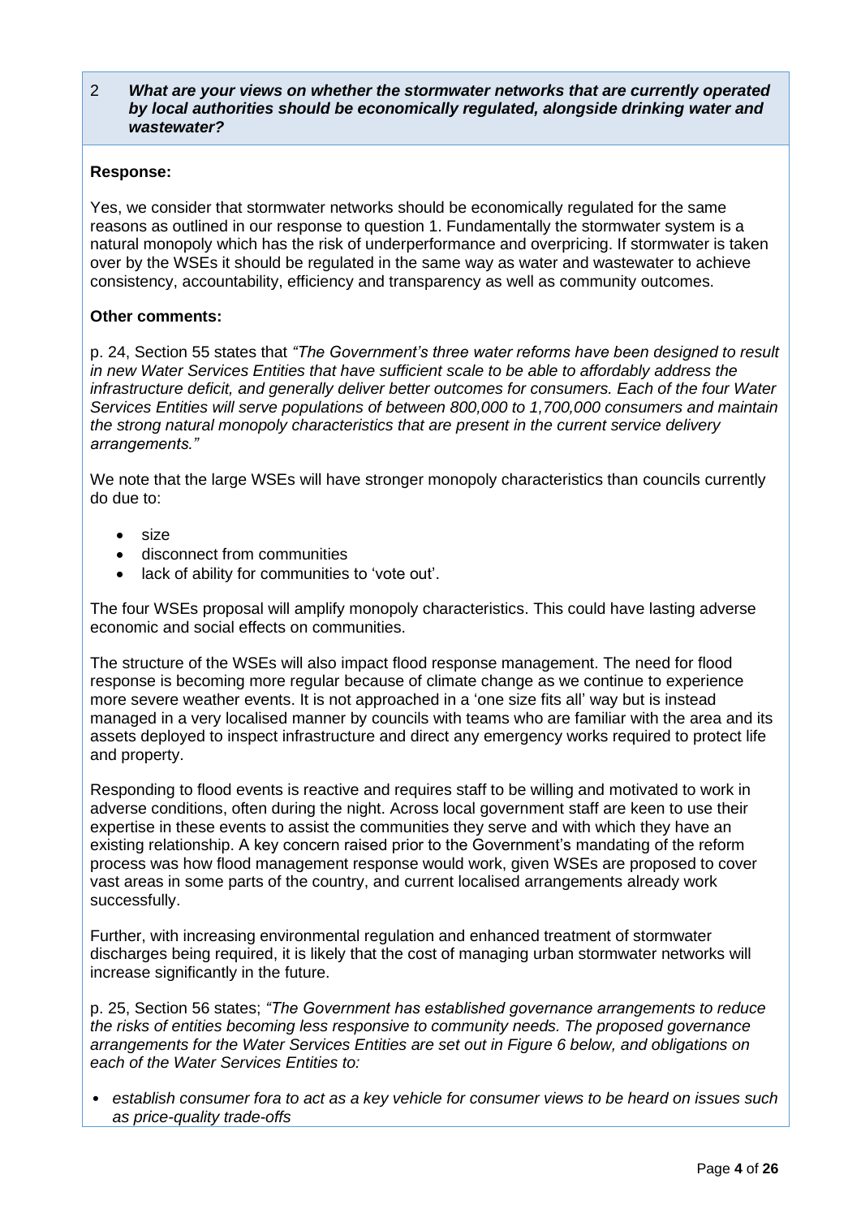2 ***What are your views on whether the stormwater networks that are currently operated by local authorities should be economically regulated, alongside drinking water and wastewater?***

**Response:**

Yes, we consider that stormwater networks should be economically regulated for the same reasons as outlined in our response to question 1. Fundamentally the stormwater system is a natural monopoly which has the risk of underperformance and overpricing. If stormwater is taken over by the WSEs it should be regulated in the same way as water and wastewater to achieve consistency, accountability, efficiency and transparency as well as community outcomes.

**Other comments:**

p. 24, Section 55 states that *"The Government's three water reforms have been designed to result in new Water Services Entities that have sufficient scale to be able to affordably address the infrastructure deficit, and generally deliver better outcomes for consumers. Each of the four Water Services Entities will serve populations of between 800,000 to 1,700,000 consumers and maintain the strong natural monopoly characteristics that are present in the current service delivery arrangements."*

We note that the large WSEs will have stronger monopoly characteristics than councils currently do due to:

- size
- disconnect from communities
- lack of ability for communities to 'vote out'.

The four WSEs proposal will amplify monopoly characteristics. This could have lasting adverse economic and social effects on communities.

The structure of the WSEs will also impact flood response management. The need for flood response is becoming more regular because of climate change as we continue to experience more severe weather events. It is not approached in a 'one size fits all' way but is instead managed in a very localised manner by councils with teams who are familiar with the area and its assets deployed to inspect infrastructure and direct any emergency works required to protect life and property.

Responding to flood events is reactive and requires staff to be willing and motivated to work in adverse conditions, often during the night. Across local government staff are keen to use their expertise in these events to assist the communities they serve and with which they have an existing relationship. A key concern raised prior to the Government's mandating of the reform process was how flood management response would work, given WSEs are proposed to cover vast areas in some parts of the country, and current localised arrangements already work successfully.

Further, with increasing environmental regulation and enhanced treatment of stormwater discharges being required, it is likely that the cost of managing urban stormwater networks will increase significantly in the future.

p. 25, Section 56 states; *"The Government has established governance arrangements to reduce the risks of entities becoming less responsive to community needs. The proposed governance arrangements for the Water Services Entities are set out in Figure 6 below, and obligations on each of the Water Services Entities to:*

- *establish consumer fora to act as a key vehicle for consumer views to be heard on issues such as price-quality trade-offs*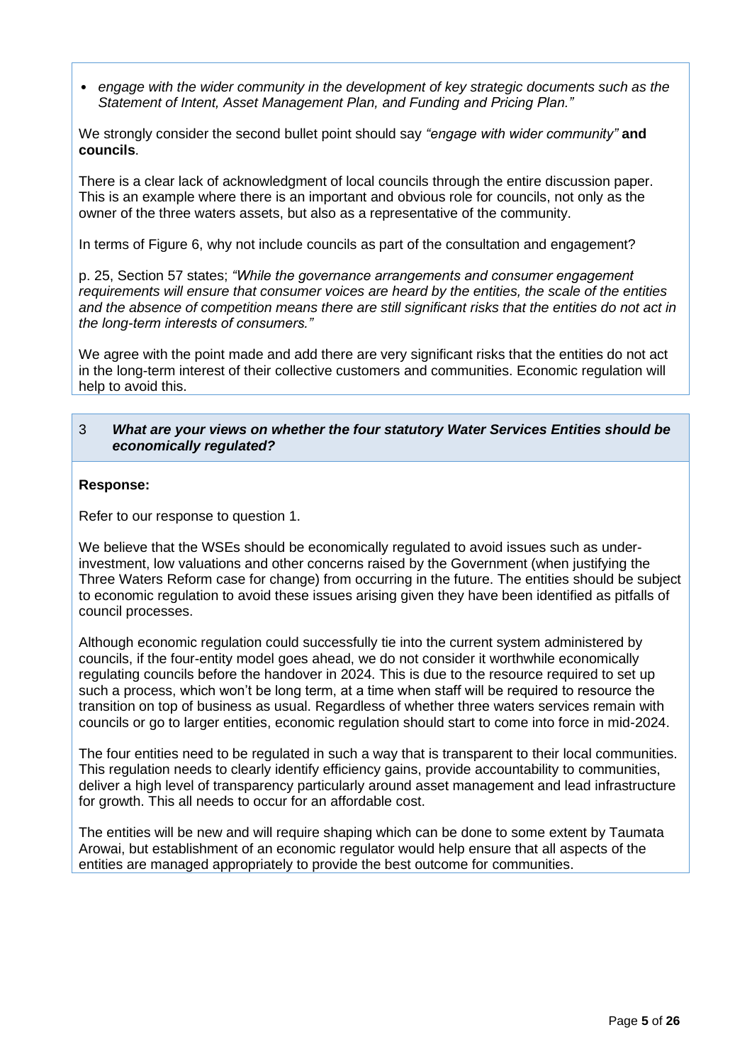- *engage with the wider community in the development of key strategic documents such as the Statement of Intent, Asset Management Plan, and Funding and Pricing Plan."*

We strongly consider the second bullet point should say *"engage with wider community"* **and councils**.

There is a clear lack of acknowledgment of local councils through the entire discussion paper. This is an example where there is an important and obvious role for councils, not only as the owner of the three waters assets, but also as a representative of the community.

In terms of Figure 6, why not include councils as part of the consultation and engagement?

p. 25, Section 57 states; *"While the governance arrangements and consumer engagement requirements will ensure that consumer voices are heard by the entities, the scale of the entities and the absence of competition means there are still significant risks that the entities do not act in the long-term interests of consumers."*

We agree with the point made and add there are very significant risks that the entities do not act in the long-term interest of their collective customers and communities. Economic regulation will help to avoid this.

3 ***What are your views on whether the four statutory Water Services Entities should be economically regulated?***

**Response:**

Refer to our response to question 1.

We believe that the WSEs should be economically regulated to avoid issues such as under-investment, low valuations and other concerns raised by the Government (when justifying the Three Waters Reform case for change) from occurring in the future. The entities should be subject to economic regulation to avoid these issues arising given they have been identified as pitfalls of council processes.

Although economic regulation could successfully tie into the current system administered by councils, if the four-entity model goes ahead, we do not consider it worthwhile economically regulating councils before the handover in 2024. This is due to the resource required to set up such a process, which won't be long term, at a time when staff will be required to resource the transition on top of business as usual. Regardless of whether three waters services remain with councils or go to larger entities, economic regulation should start to come into force in mid-2024.

The four entities need to be regulated in such a way that is transparent to their local communities. This regulation needs to clearly identify efficiency gains, provide accountability to communities, deliver a high level of transparency particularly around asset management and lead infrastructure for growth. This all needs to occur for an affordable cost.

The entities will be new and will require shaping which can be done to some extent by Taumata Arowai, but establishment of an economic regulator would help ensure that all aspects of the entities are managed appropriately to provide the best outcome for communities.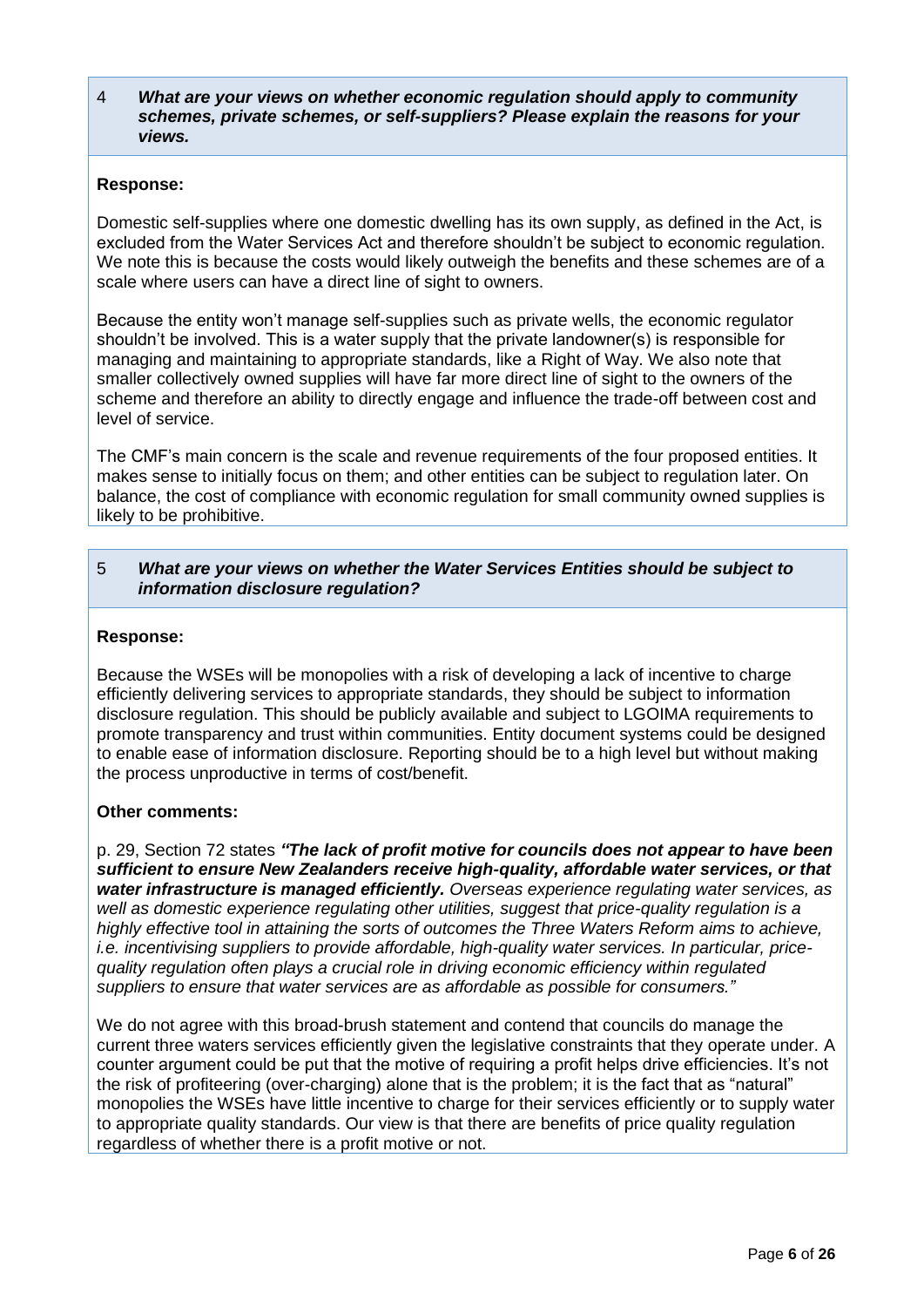4 ***What are your views on whether economic regulation should apply to community schemes, private schemes, or self-suppliers? Please explain the reasons for your views.***

**Response:**

Domestic self-supplies where one domestic dwelling has its own supply, as defined in the Act, is excluded from the Water Services Act and therefore shouldn't be subject to economic regulation. We note this is because the costs would likely outweigh the benefits and these schemes are of a scale where users can have a direct line of sight to owners.

Because the entity won't manage self-supplies such as private wells, the economic regulator shouldn't be involved. This is a water supply that the private landowner(s) is responsible for managing and maintaining to appropriate standards, like a Right of Way. We also note that smaller collectively owned supplies will have far more direct line of sight to the owners of the scheme and therefore an ability to directly engage and influence the trade-off between cost and level of service.

The CMF's main concern is the scale and revenue requirements of the four proposed entities. It makes sense to initially focus on them; and other entities can be subject to regulation later. On balance, the cost of compliance with economic regulation for small community owned supplies is likely to be prohibitive.

5 ***What are your views on whether the Water Services Entities should be subject to information disclosure regulation?***

**Response:**

Because the WSEs will be monopolies with a risk of developing a lack of incentive to charge efficiently delivering services to appropriate standards, they should be subject to information disclosure regulation. This should be publicly available and subject to LGOIMA requirements to promote transparency and trust within communities. Entity document systems could be designed to enable ease of information disclosure. Reporting should be to a high level but without making the process unproductive in terms of cost/benefit.

**Other comments:**

p. 29, Section 72 states ***"The lack of profit motive for councils does not appear to have been sufficient to ensure New Zealanders receive high-quality, affordable water services, or that water infrastructure is managed efficiently.*** *Overseas experience regulating water services, as well as domestic experience regulating other utilities, suggest that price-quality regulation is a highly effective tool in attaining the sorts of outcomes the Three Waters Reform aims to achieve, i.e. incentivising suppliers to provide affordable, high-quality water services. In particular, price-quality regulation often plays a crucial role in driving economic efficiency within regulated suppliers to ensure that water services are as affordable as possible for consumers."*

We do not agree with this broad-brush statement and contend that councils do manage the current three waters services efficiently given the legislative constraints that they operate under. A counter argument could be put that the motive of requiring a profit helps drive efficiencies. It's not the risk of profiteering (over-charging) alone that is the problem; it is the fact that as "natural" monopolies the WSEs have little incentive to charge for their services efficiently or to supply water to appropriate quality standards. Our view is that there are benefits of price quality regulation regardless of whether there is a profit motive or not.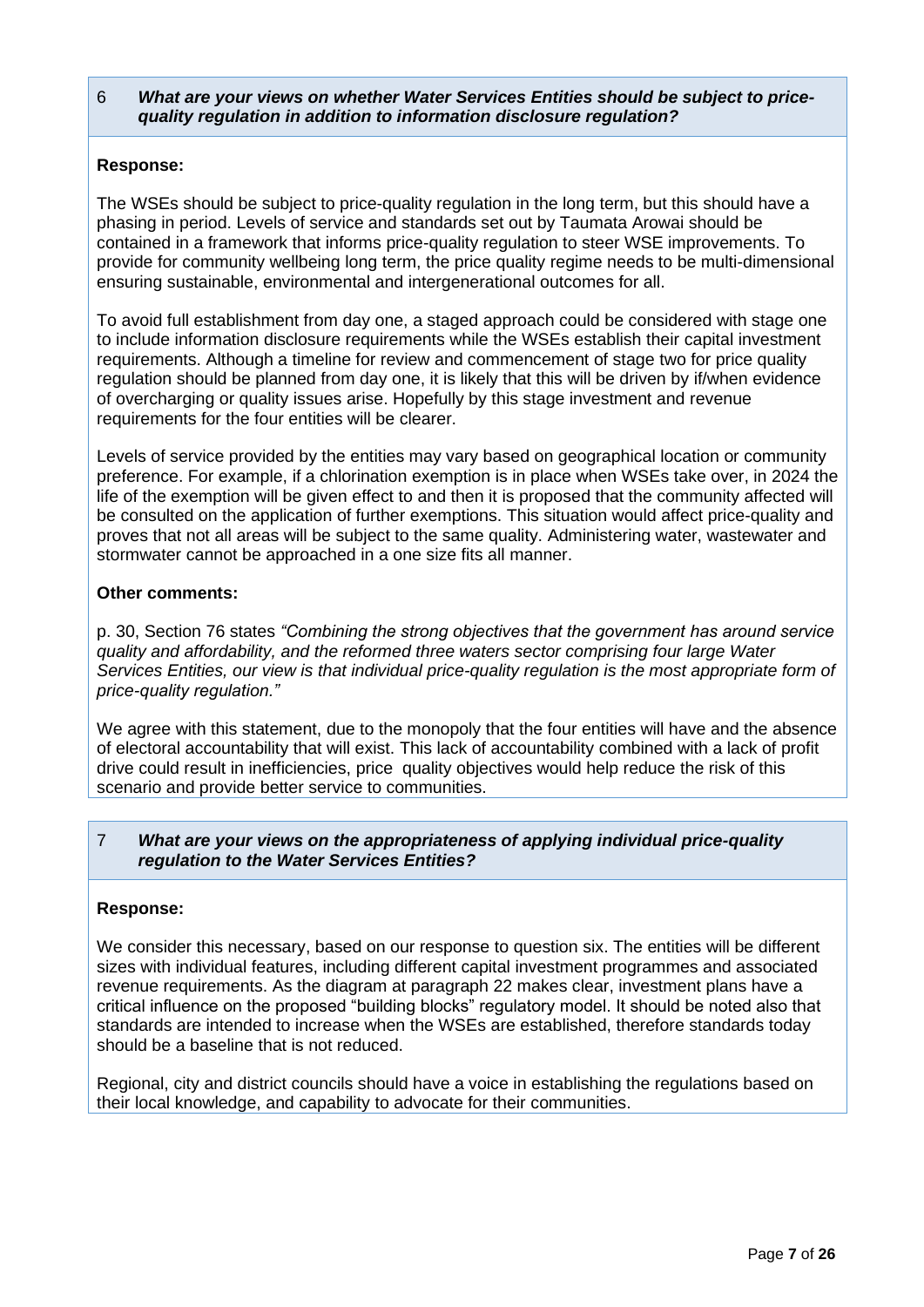6 ***What are your views on whether Water Services Entities should be subject to price-quality regulation in addition to information disclosure regulation?***

**Response:**

The WSEs should be subject to price-quality regulation in the long term, but this should have a phasing in period. Levels of service and standards set out by Taumata Arowai should be contained in a framework that informs price-quality regulation to steer WSE improvements. To provide for community wellbeing long term, the price quality regime needs to be multi-dimensional ensuring sustainable, environmental and intergenerational outcomes for all.

To avoid full establishment from day one, a staged approach could be considered with stage one to include information disclosure requirements while the WSEs establish their capital investment requirements. Although a timeline for review and commencement of stage two for price quality regulation should be planned from day one, it is likely that this will be driven by if/when evidence of overcharging or quality issues arise. Hopefully by this stage investment and revenue requirements for the four entities will be clearer.

Levels of service provided by the entities may vary based on geographical location or community preference. For example, if a chlorination exemption is in place when WSEs take over, in 2024 the life of the exemption will be given effect to and then it is proposed that the community affected will be consulted on the application of further exemptions. This situation would affect price-quality and proves that not all areas will be subject to the same quality. Administering water, wastewater and stormwater cannot be approached in a one size fits all manner.

**Other comments:**

p. 30, Section 76 states *"Combining the strong objectives that the government has around service quality and affordability, and the reformed three waters sector comprising four large Water Services Entities, our view is that individual price-quality regulation is the most appropriate form of price-quality regulation."*

We agree with this statement, due to the monopoly that the four entities will have and the absence of electoral accountability that will exist. This lack of accountability combined with a lack of profit drive could result in inefficiencies, price quality objectives would help reduce the risk of this scenario and provide better service to communities.

7 ***What are your views on the appropriateness of applying individual price-quality regulation to the Water Services Entities?***

**Response:**

We consider this necessary, based on our response to question six. The entities will be different sizes with individual features, including different capital investment programmes and associated revenue requirements. As the diagram at paragraph 22 makes clear, investment plans have a critical influence on the proposed "building blocks" regulatory model. It should be noted also that standards are intended to increase when the WSEs are established, therefore standards today should be a baseline that is not reduced.

Regional, city and district councils should have a voice in establishing the regulations based on their local knowledge, and capability to advocate for their communities.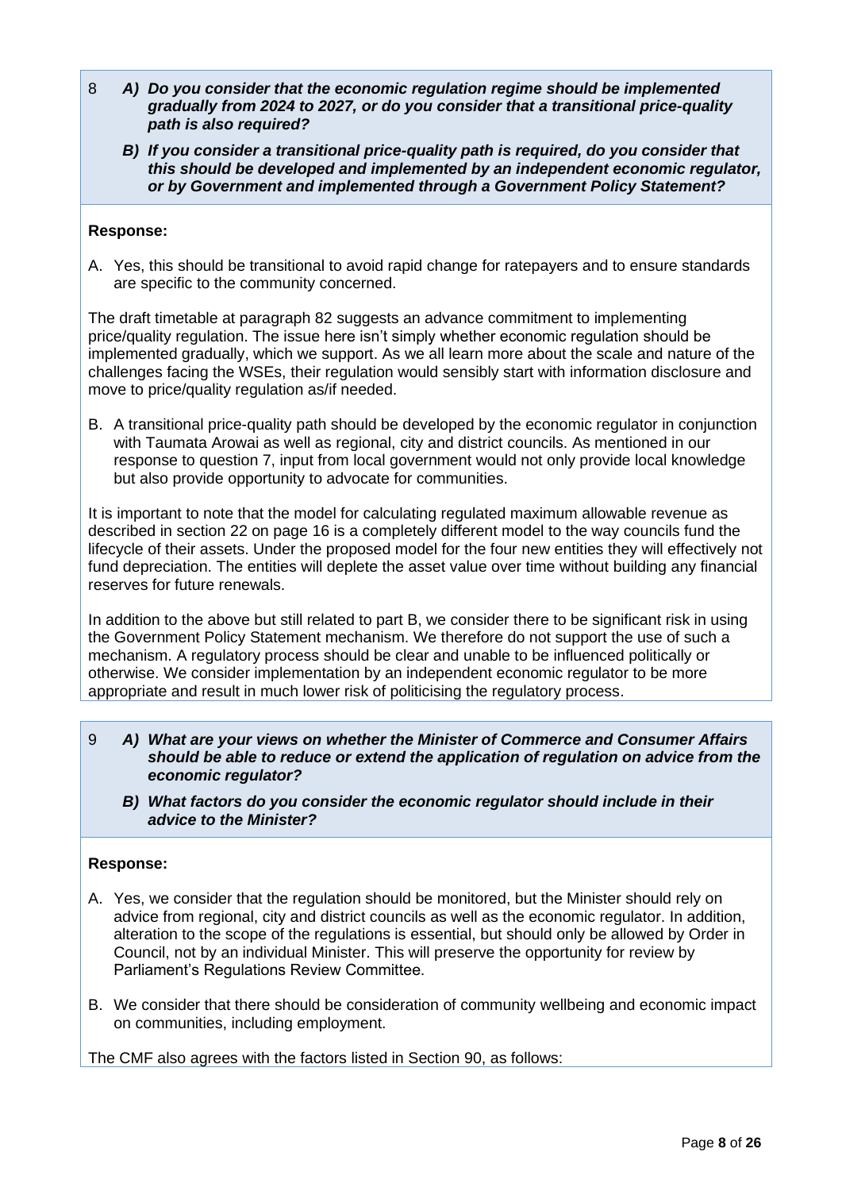8 ***A) Do you consider that the economic regulation regime should be implemented gradually from 2024 to 2027, or do you consider that a transitional price-quality path is also required?***

***B) If you consider a transitional price-quality path is required, do you consider that this should be developed and implemented by an independent economic regulator, or by Government and implemented through a Government Policy Statement?***

**Response:**

A. Yes, this should be transitional to avoid rapid change for ratepayers and to ensure standards are specific to the community concerned.

The draft timetable at paragraph 82 suggests an advance commitment to implementing price/quality regulation. The issue here isn't simply whether economic regulation should be implemented gradually, which we support. As we all learn more about the scale and nature of the challenges facing the WSEs, their regulation would sensibly start with information disclosure and move to price/quality regulation as/if needed.

B. A transitional price-quality path should be developed by the economic regulator in conjunction with Taumata Arowai as well as regional, city and district councils. As mentioned in our response to question 7, input from local government would not only provide local knowledge but also provide opportunity to advocate for communities.

It is important to note that the model for calculating regulated maximum allowable revenue as described in section 22 on page 16 is a completely different model to the way councils fund the lifecycle of their assets. Under the proposed model for the four new entities they will effectively not fund depreciation. The entities will deplete the asset value over time without building any financial reserves for future renewals.

In addition to the above but still related to part B, we consider there to be significant risk in using the Government Policy Statement mechanism. We therefore do not support the use of such a mechanism. A regulatory process should be clear and unable to be influenced politically or otherwise. We consider implementation by an independent economic regulator to be more appropriate and result in much lower risk of politicising the regulatory process.

9 ***A) What are your views on whether the Minister of Commerce and Consumer Affairs should be able to reduce or extend the application of regulation on advice from the economic regulator?***

***B) What factors do you consider the economic regulator should include in their advice to the Minister?***

**Response:**

A. Yes, we consider that the regulation should be monitored, but the Minister should rely on advice from regional, city and district councils as well as the economic regulator. In addition, alteration to the scope of the regulations is essential, but should only be allowed by Order in Council, not by an individual Minister. This will preserve the opportunity for review by Parliament's Regulations Review Committee.

B. We consider that there should be consideration of community wellbeing and economic impact on communities, including employment.

The CMF also agrees with the factors listed in Section 90, as follows: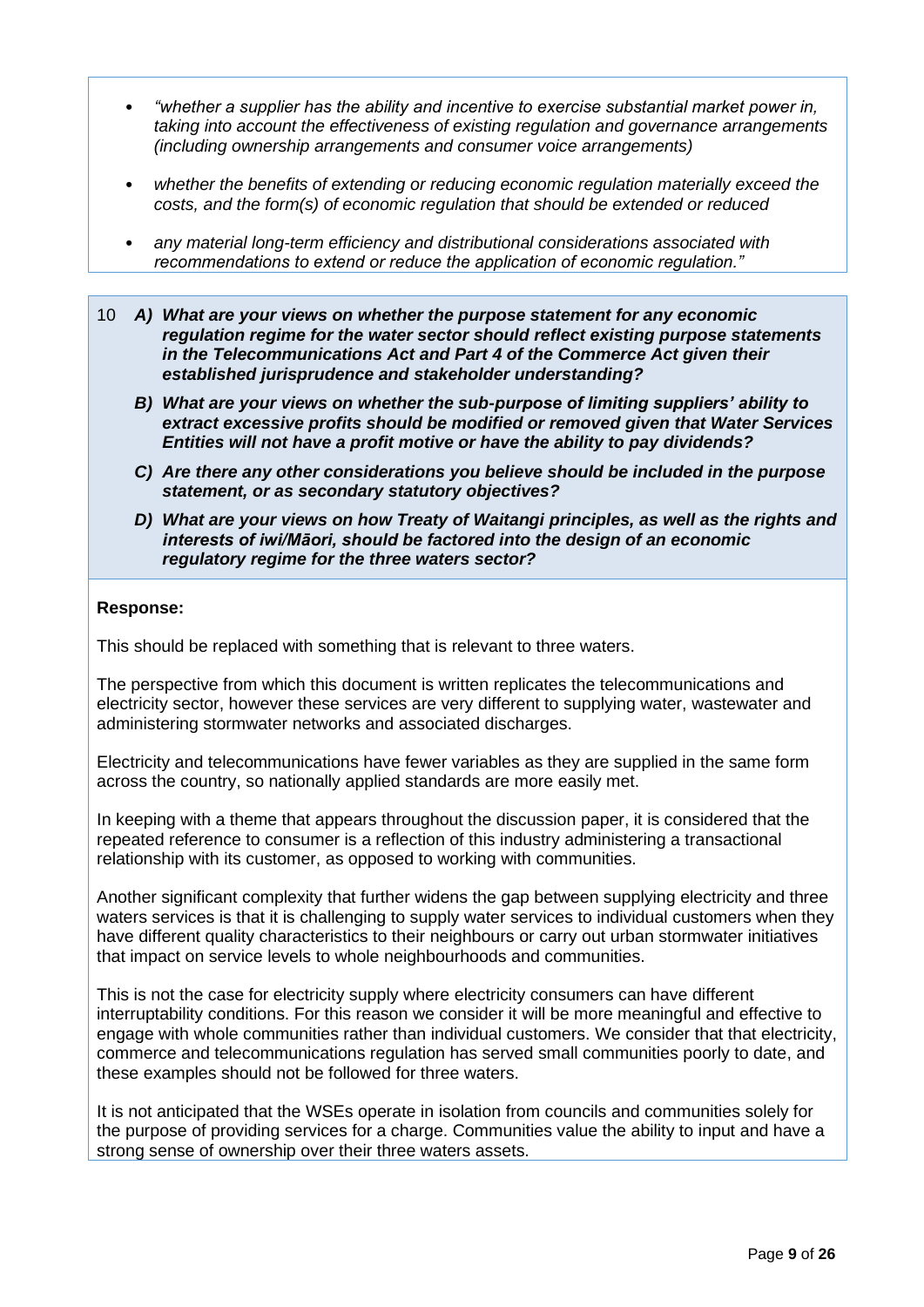- *"whether a supplier has the ability and incentive to exercise substantial market power in, taking into account the effectiveness of existing regulation and governance arrangements (including ownership arrangements and consumer voice arrangements)*
- *whether the benefits of extending or reducing economic regulation materially exceed the costs, and the form(s) of economic regulation that should be extended or reduced*
- *any material long-term efficiency and distributional considerations associated with recommendations to extend or reduce the application of economic regulation."*

10 ***A) What are your views on whether the purpose statement for any economic regulation regime for the water sector should reflect existing purpose statements in the Telecommunications Act and Part 4 of the Commerce Act given their established jurisprudence and stakeholder understanding?***

***B) What are your views on whether the sub-purpose of limiting suppliers' ability to extract excessive profits should be modified or removed given that Water Services Entities will not have a profit motive or have the ability to pay dividends?***

***C) Are there any other considerations you believe should be included in the purpose statement, or as secondary statutory objectives?***

***D) What are your views on how Treaty of Waitangi principles, as well as the rights and interests of iwi/Māori, should be factored into the design of an economic regulatory regime for the three waters sector?***

**Response:**

This should be replaced with something that is relevant to three waters.

The perspective from which this document is written replicates the telecommunications and electricity sector, however these services are very different to supplying water, wastewater and administering stormwater networks and associated discharges.

Electricity and telecommunications have fewer variables as they are supplied in the same form across the country, so nationally applied standards are more easily met.

In keeping with a theme that appears throughout the discussion paper, it is considered that the repeated reference to consumer is a reflection of this industry administering a transactional relationship with its customer, as opposed to working with communities.

Another significant complexity that further widens the gap between supplying electricity and three waters services is that it is challenging to supply water services to individual customers when they have different quality characteristics to their neighbours or carry out urban stormwater initiatives that impact on service levels to whole neighbourhoods and communities.

This is not the case for electricity supply where electricity consumers can have different interruptability conditions. For this reason we consider it will be more meaningful and effective to engage with whole communities rather than individual customers. We consider that that electricity, commerce and telecommunications regulation has served small communities poorly to date, and these examples should not be followed for three waters.

It is not anticipated that the WSEs operate in isolation from councils and communities solely for the purpose of providing services for a charge. Communities value the ability to input and have a strong sense of ownership over their three waters assets.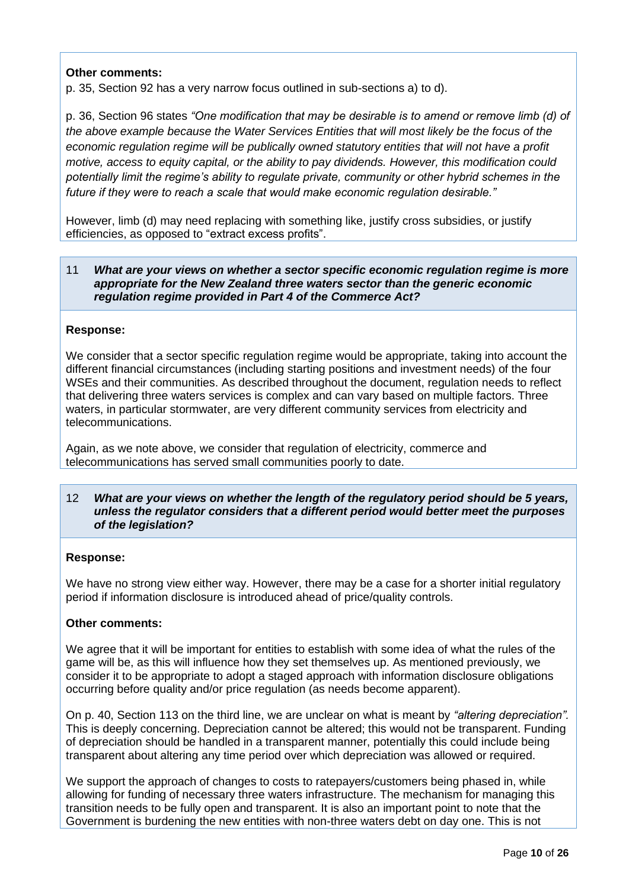**Other comments:**

p. 35, Section 92 has a very narrow focus outlined in sub-sections a) to d).

p. 36, Section 96 states *"One modification that may be desirable is to amend or remove limb (d) of the above example because the Water Services Entities that will most likely be the focus of the economic regulation regime will be publically owned statutory entities that will not have a profit motive, access to equity capital, or the ability to pay dividends. However, this modification could potentially limit the regime's ability to regulate private, community or other hybrid schemes in the future if they were to reach a scale that would make economic regulation desirable."*

However, limb (d) may need replacing with something like, justify cross subsidies, or justify efficiencies, as opposed to "extract excess profits".

11 ***What are your views on whether a sector specific economic regulation regime is more appropriate for the New Zealand three waters sector than the generic economic regulation regime provided in Part 4 of the Commerce Act?***

**Response:**

We consider that a sector specific regulation regime would be appropriate, taking into account the different financial circumstances (including starting positions and investment needs) of the four WSEs and their communities. As described throughout the document, regulation needs to reflect that delivering three waters services is complex and can vary based on multiple factors. Three waters, in particular stormwater, are very different community services from electricity and telecommunications.

Again, as we note above, we consider that regulation of electricity, commerce and telecommunications has served small communities poorly to date.

12 ***What are your views on whether the length of the regulatory period should be 5 years, unless the regulator considers that a different period would better meet the purposes of the legislation?***

**Response:**

We have no strong view either way. However, there may be a case for a shorter initial regulatory period if information disclosure is introduced ahead of price/quality controls.

**Other comments:**

We agree that it will be important for entities to establish with some idea of what the rules of the game will be, as this will influence how they set themselves up. As mentioned previously, we consider it to be appropriate to adopt a staged approach with information disclosure obligations occurring before quality and/or price regulation (as needs become apparent).

On p. 40, Section 113 on the third line, we are unclear on what is meant by *"altering depreciation".* This is deeply concerning. Depreciation cannot be altered; this would not be transparent. Funding of depreciation should be handled in a transparent manner, potentially this could include being transparent about altering any time period over which depreciation was allowed or required.

We support the approach of changes to costs to ratepayers/customers being phased in, while allowing for funding of necessary three waters infrastructure. The mechanism for managing this transition needs to be fully open and transparent. It is also an important point to note that the Government is burdening the new entities with non-three waters debt on day one. This is not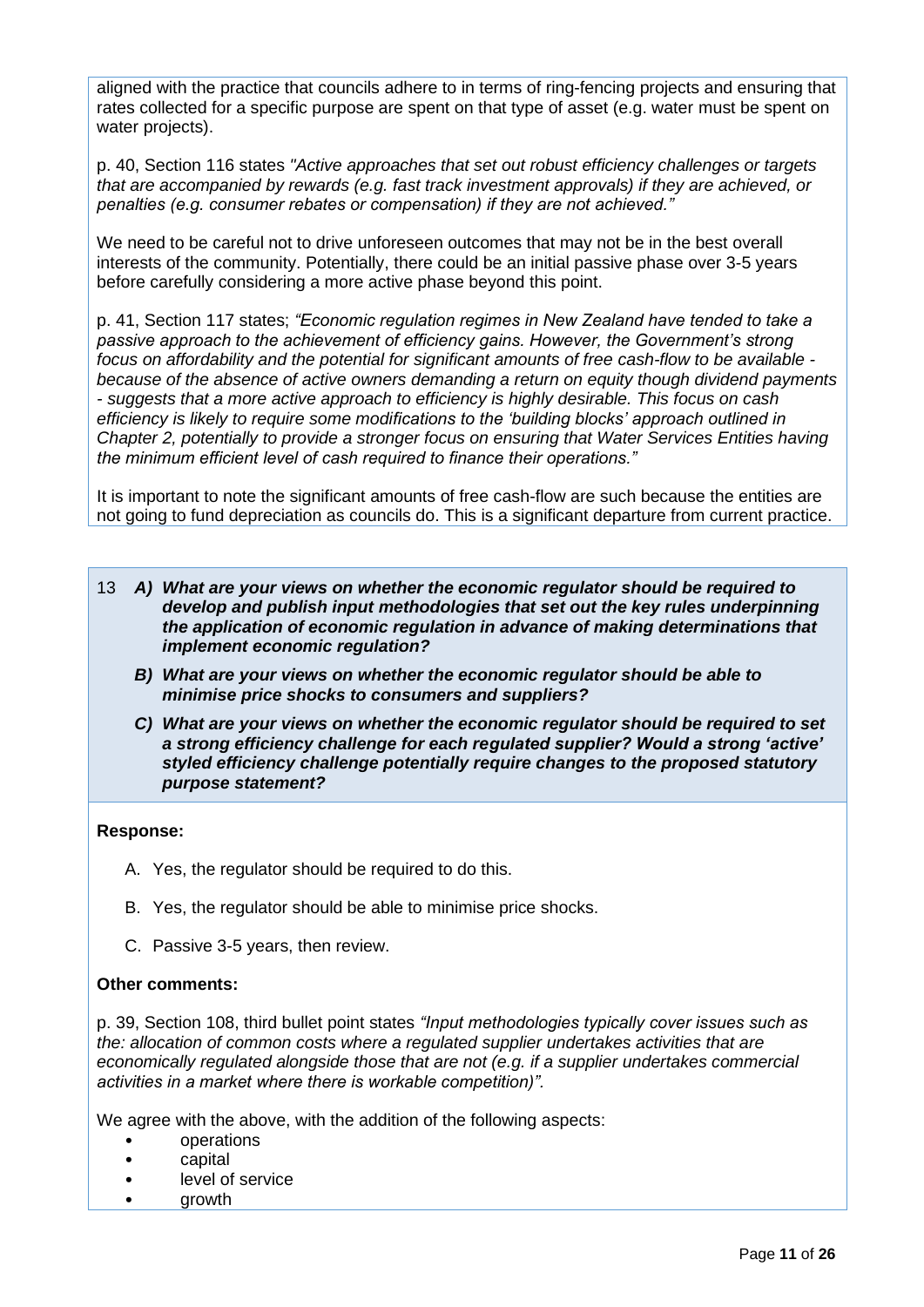aligned with the practice that councils adhere to in terms of ring-fencing projects and ensuring that rates collected for a specific purpose are spent on that type of asset (e.g. water must be spent on water projects).

p. 40, Section 116 states *"Active approaches that set out robust efficiency challenges or targets that are accompanied by rewards (e.g. fast track investment approvals) if they are achieved, or penalties (e.g. consumer rebates or compensation) if they are not achieved."*

We need to be careful not to drive unforeseen outcomes that may not be in the best overall interests of the community. Potentially, there could be an initial passive phase over 3-5 years before carefully considering a more active phase beyond this point.

p. 41, Section 117 states; *"Economic regulation regimes in New Zealand have tended to take a passive approach to the achievement of efficiency gains. However, the Government's strong focus on affordability and the potential for significant amounts of free cash-flow to be available - because of the absence of active owners demanding a return on equity though dividend payments - suggests that a more active approach to efficiency is highly desirable. This focus on cash efficiency is likely to require some modifications to the 'building blocks' approach outlined in Chapter 2, potentially to provide a stronger focus on ensuring that Water Services Entities having the minimum efficient level of cash required to finance their operations."*

It is important to note the significant amounts of free cash-flow are such because the entities are not going to fund depreciation as councils do. This is a significant departure from current practice.

13 ***A) What are your views on whether the economic regulator should be required to develop and publish input methodologies that set out the key rules underpinning the application of economic regulation in advance of making determinations that implement economic regulation?***

***B) What are your views on whether the economic regulator should be able to minimise price shocks to consumers and suppliers?***

***C) What are your views on whether the economic regulator should be required to set a strong efficiency challenge for each regulated supplier? Would a strong 'active' styled efficiency challenge potentially require changes to the proposed statutory purpose statement?***

**Response:**

A. Yes, the regulator should be required to do this.

B. Yes, the regulator should be able to minimise price shocks.

C. Passive 3-5 years, then review.

**Other comments:**

p. 39, Section 108, third bullet point states *"Input methodologies typically cover issues such as the: allocation of common costs where a regulated supplier undertakes activities that are economically regulated alongside those that are not (e.g. if a supplier undertakes commercial activities in a market where there is workable competition)".*

We agree with the above, with the addition of the following aspects:

- operations
- capital
- level of service
- growth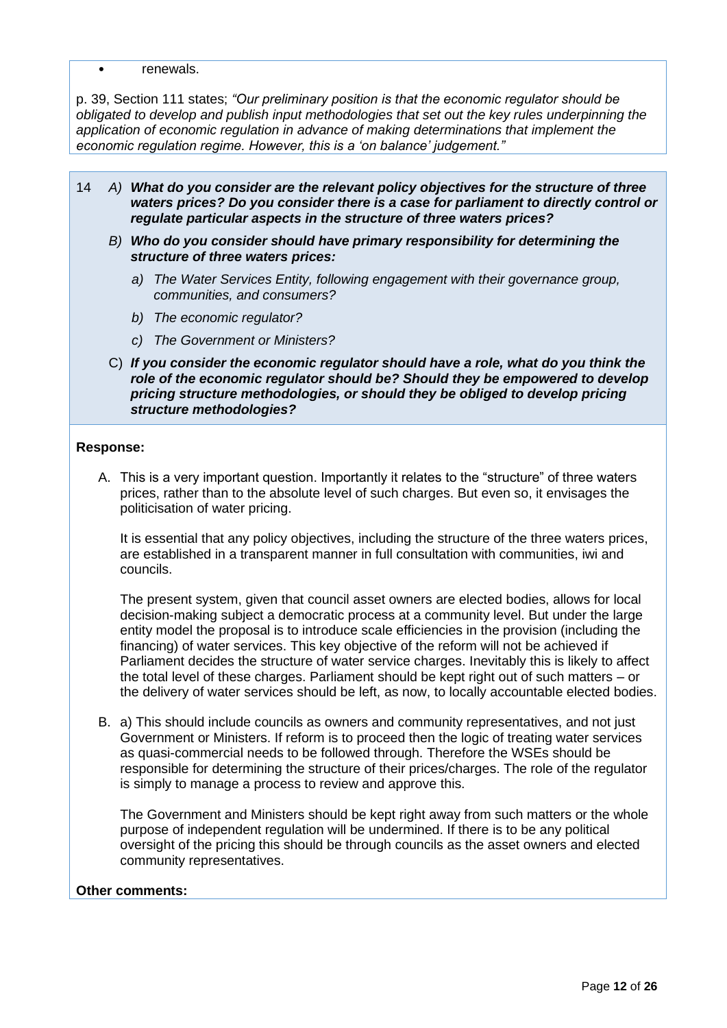- renewals.

p. 39, Section 111 states; *"Our preliminary position is that the economic regulator should be obligated to develop and publish input methodologies that set out the key rules underpinning the application of economic regulation in advance of making determinations that implement the economic regulation regime. However, this is a 'on balance' judgement."*

14 *A)* ***What do you consider are the relevant policy objectives for the structure of three waters prices? Do you consider there is a case for parliament to directly control or regulate particular aspects in the structure of three waters prices?***

*B)* ***Who do you consider should have primary responsibility for determining the structure of three waters prices:***

*a) The Water Services Entity, following engagement with their governance group, communities, and consumers?*

*b) The economic regulator?*

*c) The Government or Ministers?*

C) ***If you consider the economic regulator should have a role, what do you think the role of the economic regulator should be? Should they be empowered to develop pricing structure methodologies, or should they be obliged to develop pricing structure methodologies?***

**Response:**

A. This is a very important question. Importantly it relates to the "structure" of three waters prices, rather than to the absolute level of such charges. But even so, it envisages the politicisation of water pricing.

It is essential that any policy objectives, including the structure of the three waters prices, are established in a transparent manner in full consultation with communities, iwi and councils.

The present system, given that council asset owners are elected bodies, allows for local decision-making subject a democratic process at a community level. But under the large entity model the proposal is to introduce scale efficiencies in the provision (including the financing) of water services. This key objective of the reform will not be achieved if Parliament decides the structure of water service charges. Inevitably this is likely to affect the total level of these charges. Parliament should be kept right out of such matters – or the delivery of water services should be left, as now, to locally accountable elected bodies.

B. a) This should include councils as owners and community representatives, and not just Government or Ministers. If reform is to proceed then the logic of treating water services as quasi-commercial needs to be followed through. Therefore the WSEs should be responsible for determining the structure of their prices/charges. The role of the regulator is simply to manage a process to review and approve this.

The Government and Ministers should be kept right away from such matters or the whole purpose of independent regulation will be undermined. If there is to be any political oversight of the pricing this should be through councils as the asset owners and elected community representatives.

**Other comments:**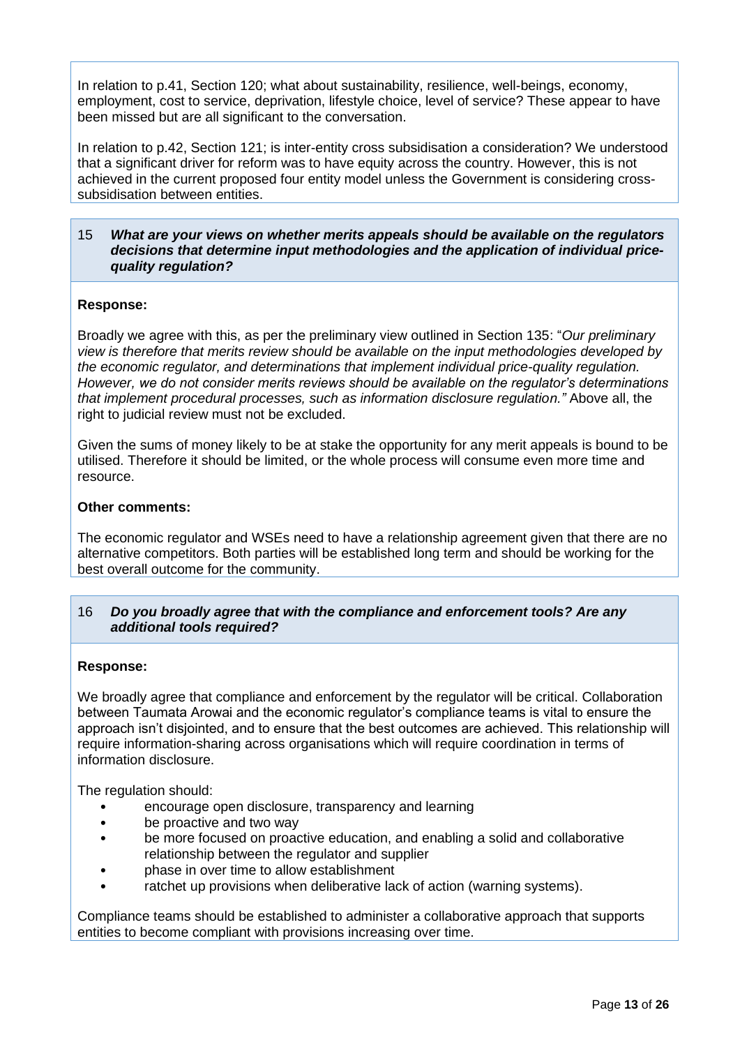In relation to p.41, Section 120; what about sustainability, resilience, well-beings, economy, employment, cost to service, deprivation, lifestyle choice, level of service? These appear to have been missed but are all significant to the conversation.

In relation to p.42, Section 121; is inter-entity cross subsidisation a consideration? We understood that a significant driver for reform was to have equity across the country. However, this is not achieved in the current proposed four entity model unless the Government is considering cross-subsidisation between entities.

**15 *What are your views on whether merits appeals should be available on the regulators decisions that determine input methodologies and the application of individual price-quality regulation?***

**Response:**

Broadly we agree with this, as per the preliminary view outlined in Section 135: "*Our preliminary view is therefore that merits review should be available on the input methodologies developed by the economic regulator, and determinations that implement individual price-quality regulation. However, we do not consider merits reviews should be available on the regulator's determinations that implement procedural processes, such as information disclosure regulation."* Above all, the right to judicial review must not be excluded.

Given the sums of money likely to be at stake the opportunity for any merit appeals is bound to be utilised. Therefore it should be limited, or the whole process will consume even more time and resource.

**Other comments:**

The economic regulator and WSEs need to have a relationship agreement given that there are no alternative competitors. Both parties will be established long term and should be working for the best overall outcome for the community.

**16 *Do you broadly agree that with the compliance and enforcement tools? Are any additional tools required?***

**Response:**

We broadly agree that compliance and enforcement by the regulator will be critical. Collaboration between Taumata Arowai and the economic regulator's compliance teams is vital to ensure the approach isn't disjointed, and to ensure that the best outcomes are achieved. This relationship will require information-sharing across organisations which will require coordination in terms of information disclosure.

The regulation should:

- encourage open disclosure, transparency and learning
- be proactive and two way
- be more focused on proactive education, and enabling a solid and collaborative relationship between the regulator and supplier
- phase in over time to allow establishment
- ratchet up provisions when deliberative lack of action (warning systems).

Compliance teams should be established to administer a collaborative approach that supports entities to become compliant with provisions increasing over time.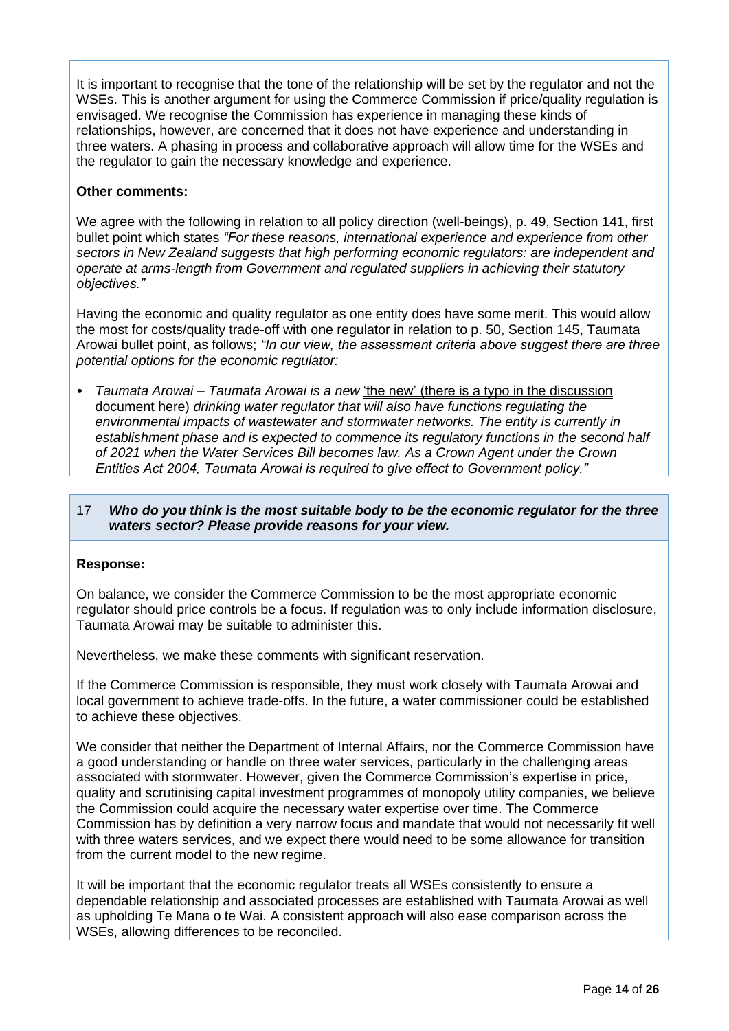It is important to recognise that the tone of the relationship will be set by the regulator and not the WSEs. This is another argument for using the Commerce Commission if price/quality regulation is envisaged. We recognise the Commission has experience in managing these kinds of relationships, however, are concerned that it does not have experience and understanding in three waters. A phasing in process and collaborative approach will allow time for the WSEs and the regulator to gain the necessary knowledge and experience.

**Other comments:**

We agree with the following in relation to all policy direction (well-beings), p. 49, Section 141, first bullet point which states *"For these reasons, international experience and experience from other sectors in New Zealand suggests that high performing economic regulators: are independent and operate at arms-length from Government and regulated suppliers in achieving their statutory objectives."*

Having the economic and quality regulator as one entity does have some merit. This would allow the most for costs/quality trade-off with one regulator in relation to p. 50, Section 145, Taumata Arowai bullet point, as follows; *"In our view, the assessment criteria above suggest there are three potential options for the economic regulator:*

- *Taumata Arowai – Taumata Arowai is a new* <u>'the new' (there is a typo in the discussion document here)</u> *drinking water regulator that will also have functions regulating the environmental impacts of wastewater and stormwater networks. The entity is currently in establishment phase and is expected to commence its regulatory functions in the second half of 2021 when the Water Services Bill becomes law. As a Crown Agent under the Crown Entities Act 2004, Taumata Arowai is required to give effect to Government policy."*

### 17 *Who do you think is the most suitable body to be the economic regulator for the three waters sector? Please provide reasons for your view.*

**Response:**

On balance, we consider the Commerce Commission to be the most appropriate economic regulator should price controls be a focus. If regulation was to only include information disclosure, Taumata Arowai may be suitable to administer this.

Nevertheless, we make these comments with significant reservation.

If the Commerce Commission is responsible, they must work closely with Taumata Arowai and local government to achieve trade-offs. In the future, a water commissioner could be established to achieve these objectives.

We consider that neither the Department of Internal Affairs, nor the Commerce Commission have a good understanding or handle on three water services, particularly in the challenging areas associated with stormwater. However, given the Commerce Commission's expertise in price, quality and scrutinising capital investment programmes of monopoly utility companies, we believe the Commission could acquire the necessary water expertise over time. The Commerce Commission has by definition a very narrow focus and mandate that would not necessarily fit well with three waters services, and we expect there would need to be some allowance for transition from the current model to the new regime.

It will be important that the economic regulator treats all WSEs consistently to ensure a dependable relationship and associated processes are established with Taumata Arowai as well as upholding Te Mana o te Wai. A consistent approach will also ease comparison across the WSEs, allowing differences to be reconciled.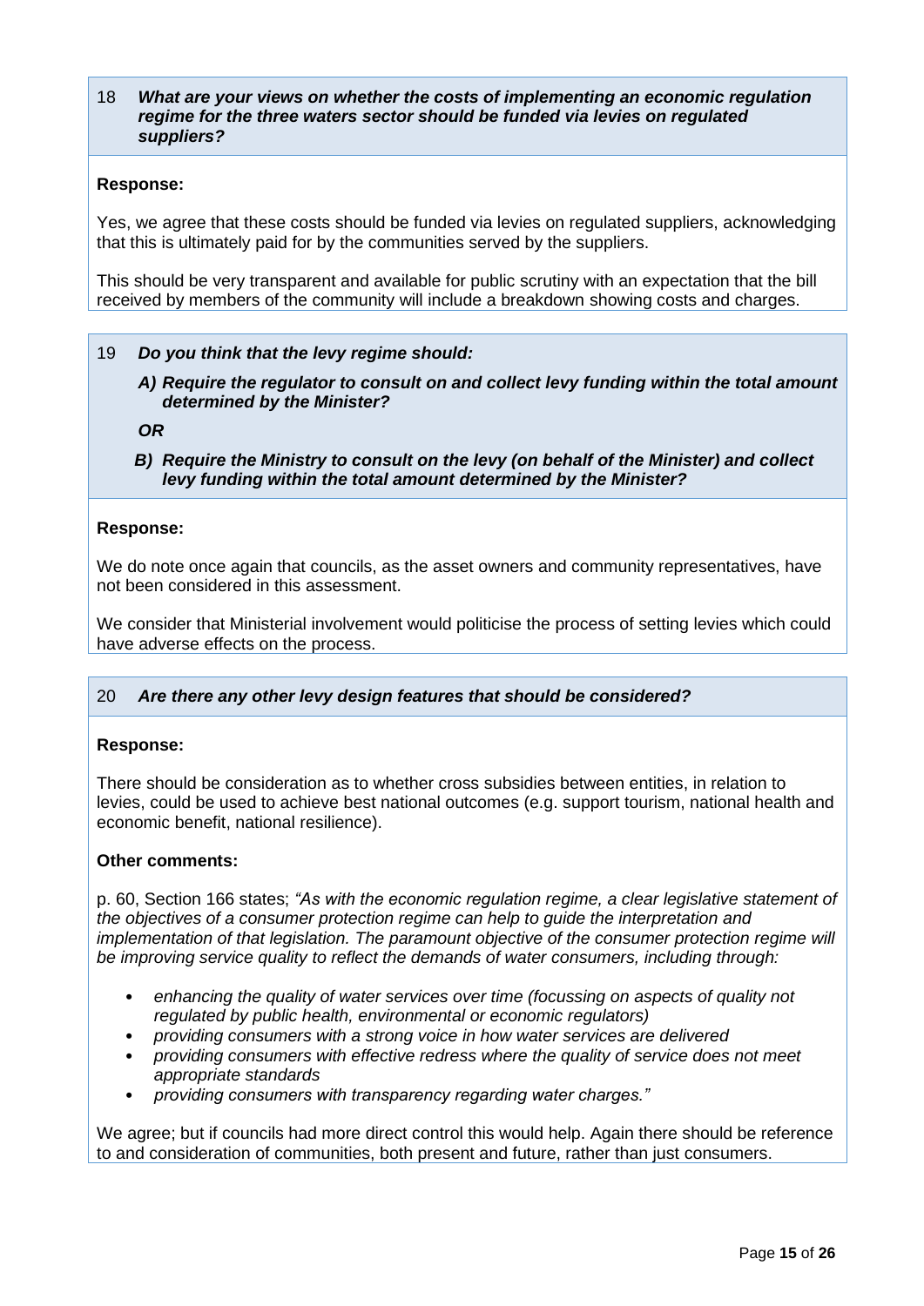18 ***What are your views on whether the costs of implementing an economic regulation regime for the three waters sector should be funded via levies on regulated suppliers?***

**Response:**

Yes, we agree that these costs should be funded via levies on regulated suppliers, acknowledging that this is ultimately paid for by the communities served by the suppliers.

This should be very transparent and available for public scrutiny with an expectation that the bill received by members of the community will include a breakdown showing costs and charges.

19 ***Do you think that the levy regime should:***

***A) Require the regulator to consult on and collect levy funding within the total amount determined by the Minister?***

***OR***

***B) Require the Ministry to consult on the levy (on behalf of the Minister) and collect levy funding within the total amount determined by the Minister?***

**Response:**

We do note once again that councils, as the asset owners and community representatives, have not been considered in this assessment.

We consider that Ministerial involvement would politicise the process of setting levies which could have adverse effects on the process.

20 ***Are there any other levy design features that should be considered?***

**Response:**

There should be consideration as to whether cross subsidies between entities, in relation to levies, could be used to achieve best national outcomes (e.g. support tourism, national health and economic benefit, national resilience).

**Other comments:**

p. 60, Section 166 states; *"As with the economic regulation regime, a clear legislative statement of the objectives of a consumer protection regime can help to guide the interpretation and implementation of that legislation. The paramount objective of the consumer protection regime will be improving service quality to reflect the demands of water consumers, including through:*

- *enhancing the quality of water services over time (focussing on aspects of quality not regulated by public health, environmental or economic regulators)*
- *providing consumers with a strong voice in how water services are delivered*
- *providing consumers with effective redress where the quality of service does not meet appropriate standards*
- *providing consumers with transparency regarding water charges."*

We agree; but if councils had more direct control this would help. Again there should be reference to and consideration of communities, both present and future, rather than just consumers.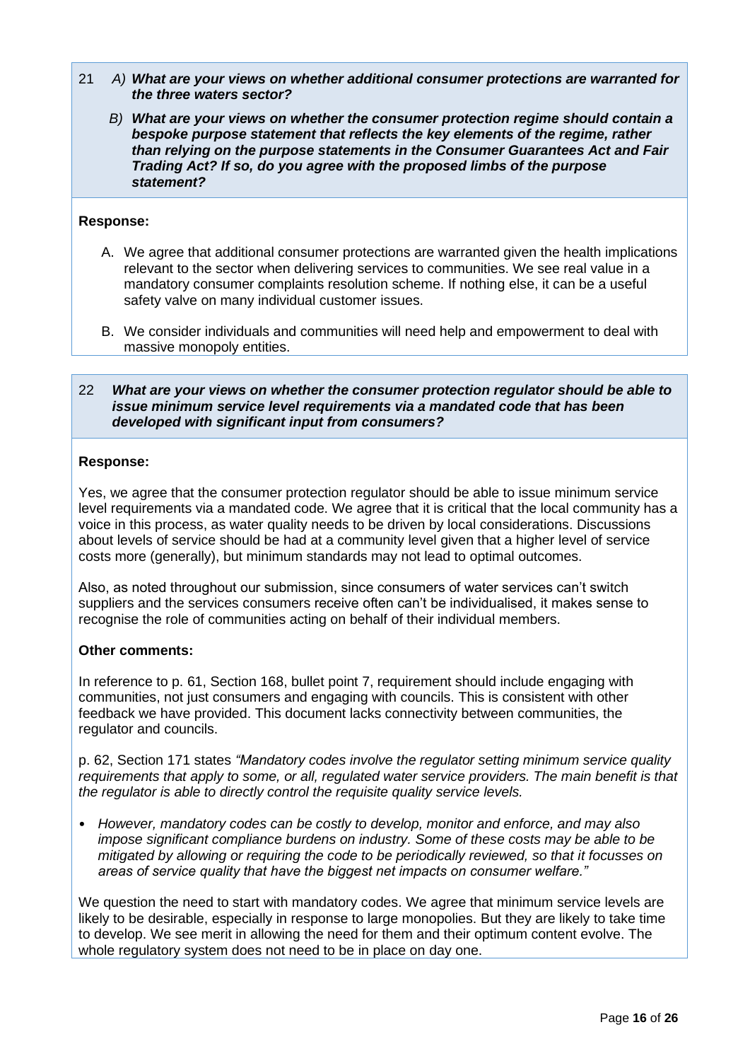21 ***A) What are your views on whether additional consumer protections are warranted for the three waters sector?***

***B) What are your views on whether the consumer protection regime should contain a bespoke purpose statement that reflects the key elements of the regime, rather than relying on the purpose statements in the Consumer Guarantees Act and Fair Trading Act? If so, do you agree with the proposed limbs of the purpose statement?***

**Response:**

A. We agree that additional consumer protections are warranted given the health implications relevant to the sector when delivering services to communities. We see real value in a mandatory consumer complaints resolution scheme. If nothing else, it can be a useful safety valve on many individual customer issues.

B. We consider individuals and communities will need help and empowerment to deal with massive monopoly entities.

22 ***What are your views on whether the consumer protection regulator should be able to issue minimum service level requirements via a mandated code that has been developed with significant input from consumers?***

**Response:**

Yes, we agree that the consumer protection regulator should be able to issue minimum service level requirements via a mandated code. We agree that it is critical that the local community has a voice in this process, as water quality needs to be driven by local considerations. Discussions about levels of service should be had at a community level given that a higher level of service costs more (generally), but minimum standards may not lead to optimal outcomes.

Also, as noted throughout our submission, since consumers of water services can't switch suppliers and the services consumers receive often can't be individualised, it makes sense to recognise the role of communities acting on behalf of their individual members.

**Other comments:**

In reference to p. 61, Section 168, bullet point 7, requirement should include engaging with communities, not just consumers and engaging with councils. This is consistent with other feedback we have provided. This document lacks connectivity between communities, the regulator and councils.

p. 62, Section 171 states *"Mandatory codes involve the regulator setting minimum service quality requirements that apply to some, or all, regulated water service providers. The main benefit is that the regulator is able to directly control the requisite quality service levels.*

- *However, mandatory codes can be costly to develop, monitor and enforce, and may also impose significant compliance burdens on industry. Some of these costs may be able to be mitigated by allowing or requiring the code to be periodically reviewed, so that it focusses on areas of service quality that have the biggest net impacts on consumer welfare."*

We question the need to start with mandatory codes. We agree that minimum service levels are likely to be desirable, especially in response to large monopolies. But they are likely to take time to develop. We see merit in allowing the need for them and their optimum content evolve. The whole regulatory system does not need to be in place on day one.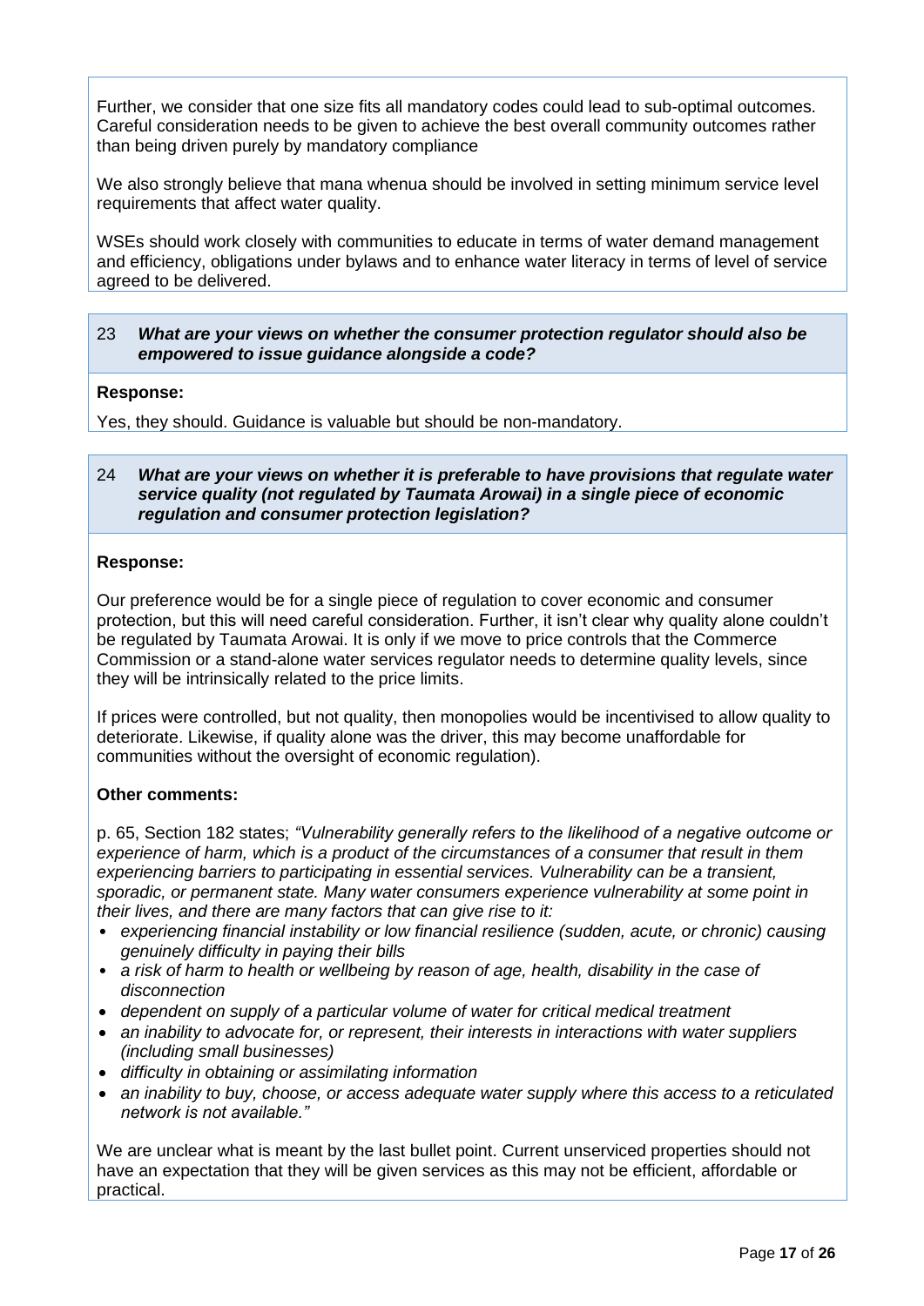Further, we consider that one size fits all mandatory codes could lead to sub-optimal outcomes. Careful consideration needs to be given to achieve the best overall community outcomes rather than being driven purely by mandatory compliance

We also strongly believe that mana whenua should be involved in setting minimum service level requirements that affect water quality.

WSEs should work closely with communities to educate in terms of water demand management and efficiency, obligations under bylaws and to enhance water literacy in terms of level of service agreed to be delivered.

23 ***What are your views on whether the consumer protection regulator should also be empowered to issue guidance alongside a code?***

**Response:**

Yes, they should. Guidance is valuable but should be non-mandatory.

24 ***What are your views on whether it is preferable to have provisions that regulate water service quality (not regulated by Taumata Arowai) in a single piece of economic regulation and consumer protection legislation?***

**Response:**

Our preference would be for a single piece of regulation to cover economic and consumer protection, but this will need careful consideration. Further, it isn't clear why quality alone couldn't be regulated by Taumata Arowai. It is only if we move to price controls that the Commerce Commission or a stand-alone water services regulator needs to determine quality levels, since they will be intrinsically related to the price limits.

If prices were controlled, but not quality, then monopolies would be incentivised to allow quality to deteriorate. Likewise, if quality alone was the driver, this may become unaffordable for communities without the oversight of economic regulation).

**Other comments:**

p. 65, Section 182 states; *"Vulnerability generally refers to the likelihood of a negative outcome or experience of harm, which is a product of the circumstances of a consumer that result in them experiencing barriers to participating in essential services. Vulnerability can be a transient, sporadic, or permanent state. Many water consumers experience vulnerability at some point in their lives, and there are many factors that can give rise to it:*

- *experiencing financial instability or low financial resilience (sudden, acute, or chronic) causing genuinely difficulty in paying their bills*
- *a risk of harm to health or wellbeing by reason of age, health, disability in the case of disconnection*
- *dependent on supply of a particular volume of water for critical medical treatment*
- *an inability to advocate for, or represent, their interests in interactions with water suppliers (including small businesses)*
- *difficulty in obtaining or assimilating information*
- *an inability to buy, choose, or access adequate water supply where this access to a reticulated network is not available."*

We are unclear what is meant by the last bullet point. Current unserviced properties should not have an expectation that they will be given services as this may not be efficient, affordable or practical.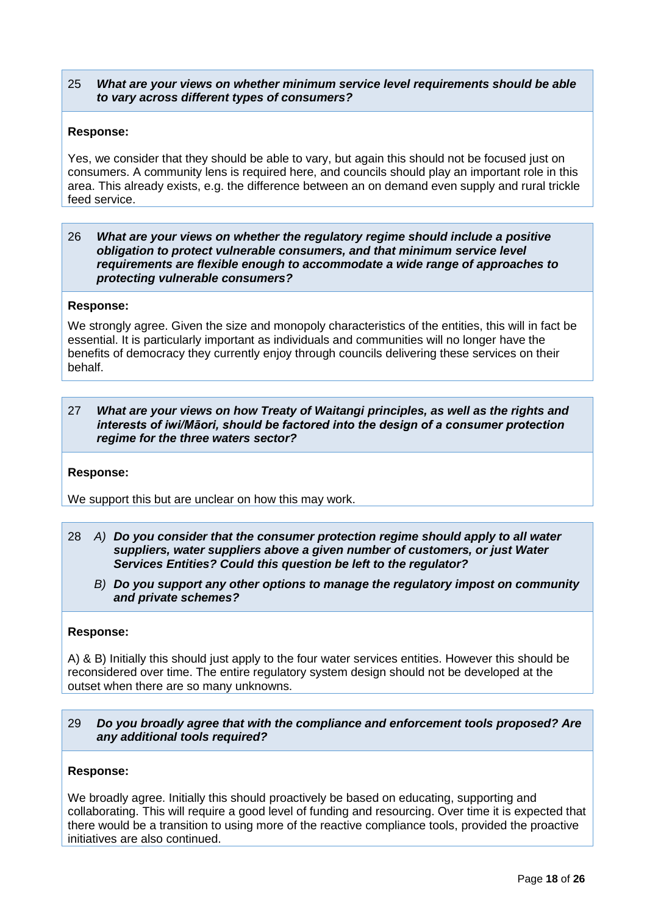**25** ***What are your views on whether minimum service level requirements should be able to vary across different types of consumers?***

**Response:**

Yes, we consider that they should be able to vary, but again this should not be focused just on consumers. A community lens is required here, and councils should play an important role in this area. This already exists, e.g. the difference between an on demand even supply and rural trickle feed service.

**26** ***What are your views on whether the regulatory regime should include a positive obligation to protect vulnerable consumers, and that minimum service level requirements are flexible enough to accommodate a wide range of approaches to protecting vulnerable consumers?***

**Response:**

We strongly agree. Given the size and monopoly characteristics of the entities, this will in fact be essential. It is particularly important as individuals and communities will no longer have the benefits of democracy they currently enjoy through councils delivering these services on their behalf.

**27** ***What are your views on how Treaty of Waitangi principles, as well as the rights and interests of iwi/Māori, should be factored into the design of a consumer protection regime for the three waters sector?***

**Response:**

We support this but are unclear on how this may work.

**28** *A)* ***Do you consider that the consumer protection regime should apply to all water suppliers, water suppliers above a given number of customers, or just Water Services Entities? Could this question be left to the regulator?***

*B)* ***Do you support any other options to manage the regulatory impost on community and private schemes?***

**Response:**

A) & B) Initially this should just apply to the four water services entities. However this should be reconsidered over time. The entire regulatory system design should not be developed at the outset when there are so many unknowns.

**29** ***Do you broadly agree that with the compliance and enforcement tools proposed? Are any additional tools required?***

**Response:**

We broadly agree. Initially this should proactively be based on educating, supporting and collaborating. This will require a good level of funding and resourcing. Over time it is expected that there would be a transition to using more of the reactive compliance tools, provided the proactive initiatives are also continued.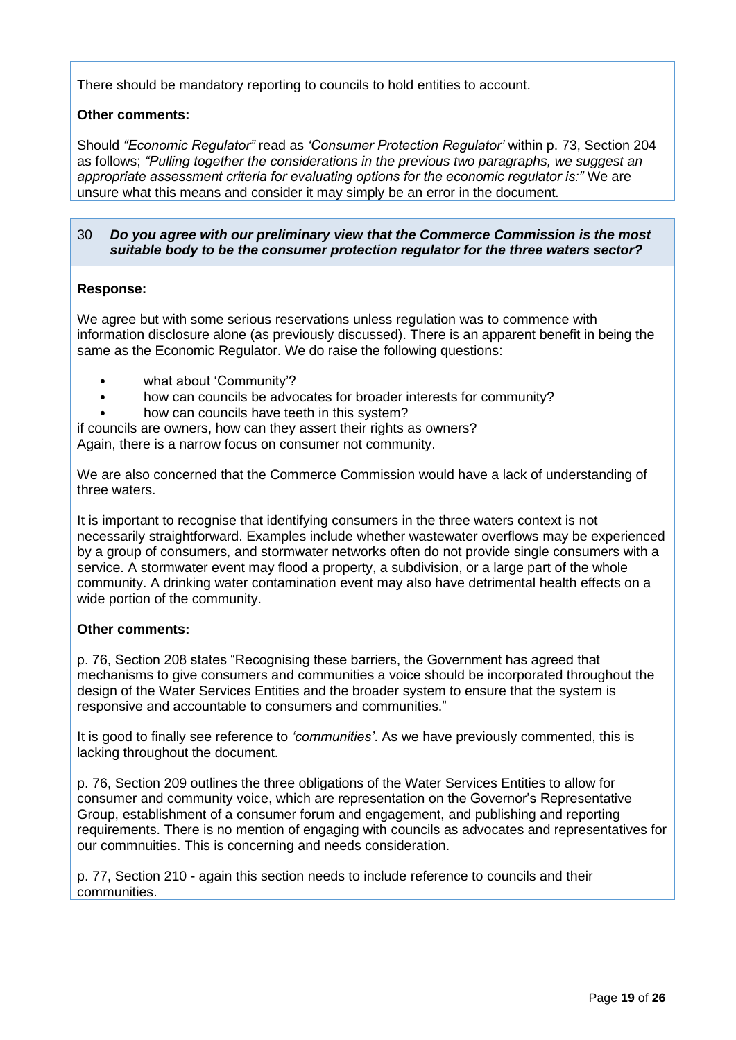There should be mandatory reporting to councils to hold entities to account.

**Other comments:**

Should *"Economic Regulator"* read as *'Consumer Protection Regulator'* within p. 73, Section 204 as follows; *"Pulling together the considerations in the previous two paragraphs, we suggest an appropriate assessment criteria for evaluating options for the economic regulator is:"* We are unsure what this means and consider it may simply be an error in the document.

30 ***Do you agree with our preliminary view that the Commerce Commission is the most suitable body to be the consumer protection regulator for the three waters sector?***

**Response:**

We agree but with some serious reservations unless regulation was to commence with information disclosure alone (as previously discussed). There is an apparent benefit in being the same as the Economic Regulator. We do raise the following questions:

- what about 'Community'?
- how can councils be advocates for broader interests for community?
- how can councils have teeth in this system?

if councils are owners, how can they assert their rights as owners?
Again, there is a narrow focus on consumer not community.

We are also concerned that the Commerce Commission would have a lack of understanding of three waters.

It is important to recognise that identifying consumers in the three waters context is not necessarily straightforward. Examples include whether wastewater overflows may be experienced by a group of consumers, and stormwater networks often do not provide single consumers with a service. A stormwater event may flood a property, a subdivision, or a large part of the whole community. A drinking water contamination event may also have detrimental health effects on a wide portion of the community.

**Other comments:**

p. 76, Section 208 states "Recognising these barriers, the Government has agreed that mechanisms to give consumers and communities a voice should be incorporated throughout the design of the Water Services Entities and the broader system to ensure that the system is responsive and accountable to consumers and communities."

It is good to finally see reference to *'communities'*. As we have previously commented, this is lacking throughout the document.

p. 76, Section 209 outlines the three obligations of the Water Services Entities to allow for consumer and community voice, which are representation on the Governor's Representative Group, establishment of a consumer forum and engagement, and publishing and reporting requirements. There is no mention of engaging with councils as advocates and representatives for our commnuities. This is concerning and needs consideration.

p. 77, Section 210 - again this section needs to include reference to councils and their communities.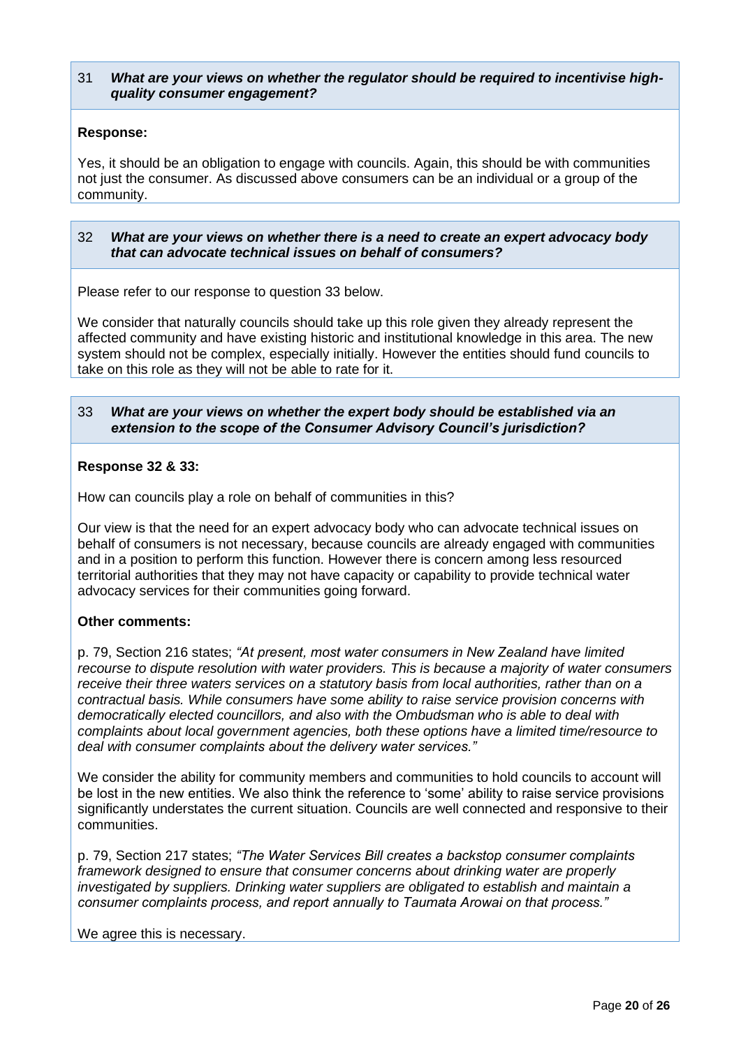**31 What are your views on whether the regulator should be required to incentivise high-quality consumer engagement?**

**Response:**

Yes, it should be an obligation to engage with councils. Again, this should be with communities not just the consumer. As discussed above consumers can be an individual or a group of the community.

**32 What are your views on whether there is a need to create an expert advocacy body that can advocate technical issues on behalf of consumers?**

Please refer to our response to question 33 below.

We consider that naturally councils should take up this role given they already represent the affected community and have existing historic and institutional knowledge in this area. The new system should not be complex, especially initially. However the entities should fund councils to take on this role as they will not be able to rate for it.

**33 What are your views on whether the expert body should be established via an extension to the scope of the Consumer Advisory Council's jurisdiction?**

**Response 32 & 33:**

How can councils play a role on behalf of communities in this?

Our view is that the need for an expert advocacy body who can advocate technical issues on behalf of consumers is not necessary, because councils are already engaged with communities and in a position to perform this function. However there is concern among less resourced territorial authorities that they may not have capacity or capability to provide technical water advocacy services for their communities going forward.

**Other comments:**

p. 79, Section 216 states; *"At present, most water consumers in New Zealand have limited recourse to dispute resolution with water providers. This is because a majority of water consumers receive their three waters services on a statutory basis from local authorities, rather than on a contractual basis. While consumers have some ability to raise service provision concerns with democratically elected councillors, and also with the Ombudsman who is able to deal with complaints about local government agencies, both these options have a limited time/resource to deal with consumer complaints about the delivery water services."*

We consider the ability for community members and communities to hold councils to account will be lost in the new entities. We also think the reference to 'some' ability to raise service provisions significantly understates the current situation. Councils are well connected and responsive to their communities.

p. 79, Section 217 states; *"The Water Services Bill creates a backstop consumer complaints framework designed to ensure that consumer concerns about drinking water are properly investigated by suppliers. Drinking water suppliers are obligated to establish and maintain a consumer complaints process, and report annually to Taumata Arowai on that process."*

We agree this is necessary.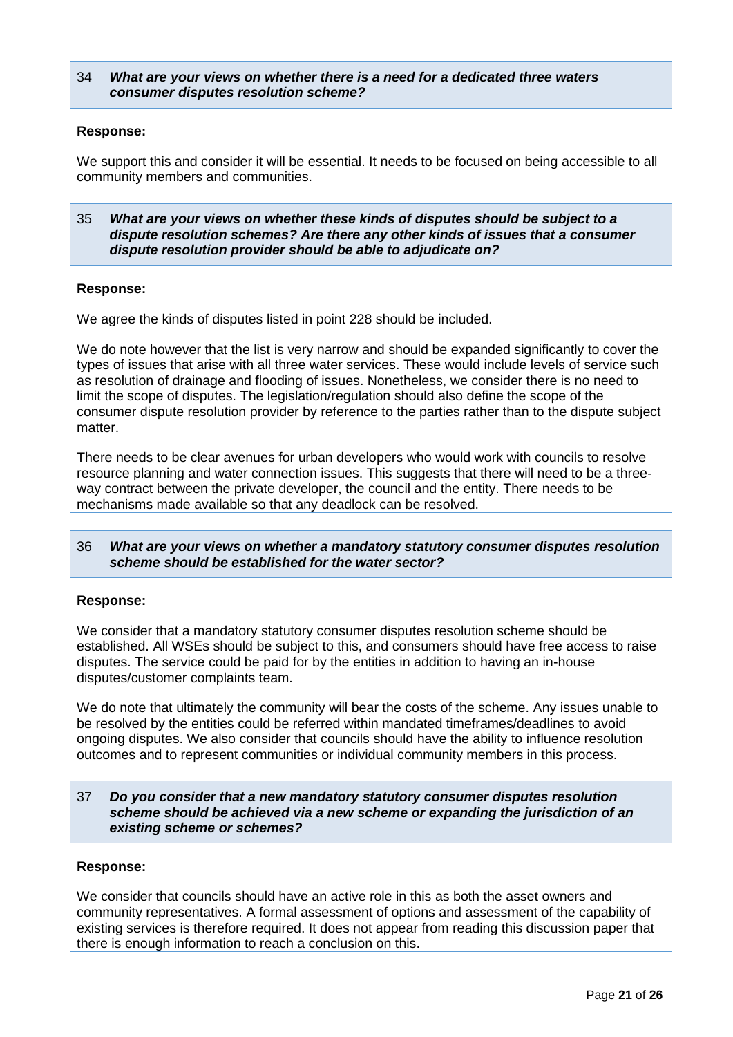**34 What are your views on whether there is a need for a dedicated three waters consumer disputes resolution scheme?**

**Response:**

We support this and consider it will be essential. It needs to be focused on being accessible to all community members and communities.

**35 What are your views on whether these kinds of disputes should be subject to a dispute resolution schemes? Are there any other kinds of issues that a consumer dispute resolution provider should be able to adjudicate on?**

**Response:**

We agree the kinds of disputes listed in point 228 should be included.

We do note however that the list is very narrow and should be expanded significantly to cover the types of issues that arise with all three water services. These would include levels of service such as resolution of drainage and flooding of issues. Nonetheless, we consider there is no need to limit the scope of disputes. The legislation/regulation should also define the scope of the consumer dispute resolution provider by reference to the parties rather than to the dispute subject matter.

There needs to be clear avenues for urban developers who would work with councils to resolve resource planning and water connection issues. This suggests that there will need to be a three-way contract between the private developer, the council and the entity. There needs to be mechanisms made available so that any deadlock can be resolved.

**36 What are your views on whether a mandatory statutory consumer disputes resolution scheme should be established for the water sector?**

**Response:**

We consider that a mandatory statutory consumer disputes resolution scheme should be established. All WSEs should be subject to this, and consumers should have free access to raise disputes. The service could be paid for by the entities in addition to having an in-house disputes/customer complaints team.

We do note that ultimately the community will bear the costs of the scheme. Any issues unable to be resolved by the entities could be referred within mandated timeframes/deadlines to avoid ongoing disputes. We also consider that councils should have the ability to influence resolution outcomes and to represent communities or individual community members in this process.

**37 Do you consider that a new mandatory statutory consumer disputes resolution scheme should be achieved via a new scheme or expanding the jurisdiction of an existing scheme or schemes?**

**Response:**

We consider that councils should have an active role in this as both the asset owners and community representatives. A formal assessment of options and assessment of the capability of existing services is therefore required. It does not appear from reading this discussion paper that there is enough information to reach a conclusion on this.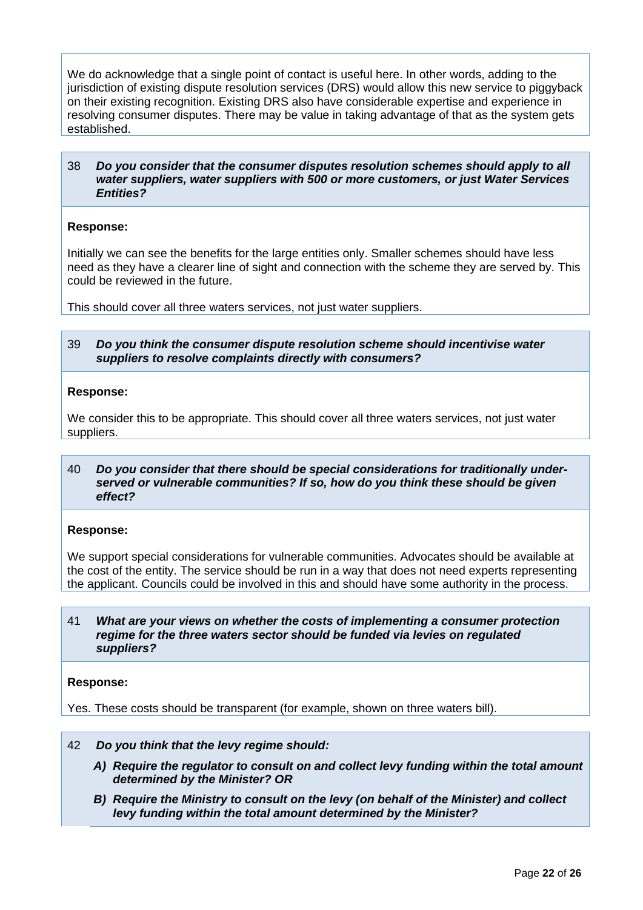We do acknowledge that a single point of contact is useful here. In other words, adding to the jurisdiction of existing dispute resolution services (DRS) would allow this new service to piggyback on their existing recognition. Existing DRS also have considerable expertise and experience in resolving consumer disputes. There may be value in taking advantage of that as the system gets established.

38 ***Do you consider that the consumer disputes resolution schemes should apply to all water suppliers, water suppliers with 500 or more customers, or just Water Services Entities?***

**Response:**

Initially we can see the benefits for the large entities only. Smaller schemes should have less need as they have a clearer line of sight and connection with the scheme they are served by. This could be reviewed in the future.

This should cover all three waters services, not just water suppliers.

39 ***Do you think the consumer dispute resolution scheme should incentivise water suppliers to resolve complaints directly with consumers?***

**Response:**

We consider this to be appropriate. This should cover all three waters services, not just water suppliers.

40 ***Do you consider that there should be special considerations for traditionally under-served or vulnerable communities? If so, how do you think these should be given effect?***

**Response:**

We support special considerations for vulnerable communities. Advocates should be available at the cost of the entity. The service should be run in a way that does not need experts representing the applicant. Councils could be involved in this and should have some authority in the process.

41 ***What are your views on whether the costs of implementing a consumer protection regime for the three waters sector should be funded via levies on regulated suppliers?***

**Response:**

Yes. These costs should be transparent (for example, shown on three waters bill).

42 ***Do you think that the levy regime should:***

***A) Require the regulator to consult on and collect levy funding within the total amount determined by the Minister? OR***

***B) Require the Ministry to consult on the levy (on behalf of the Minister) and collect levy funding within the total amount determined by the Minister?***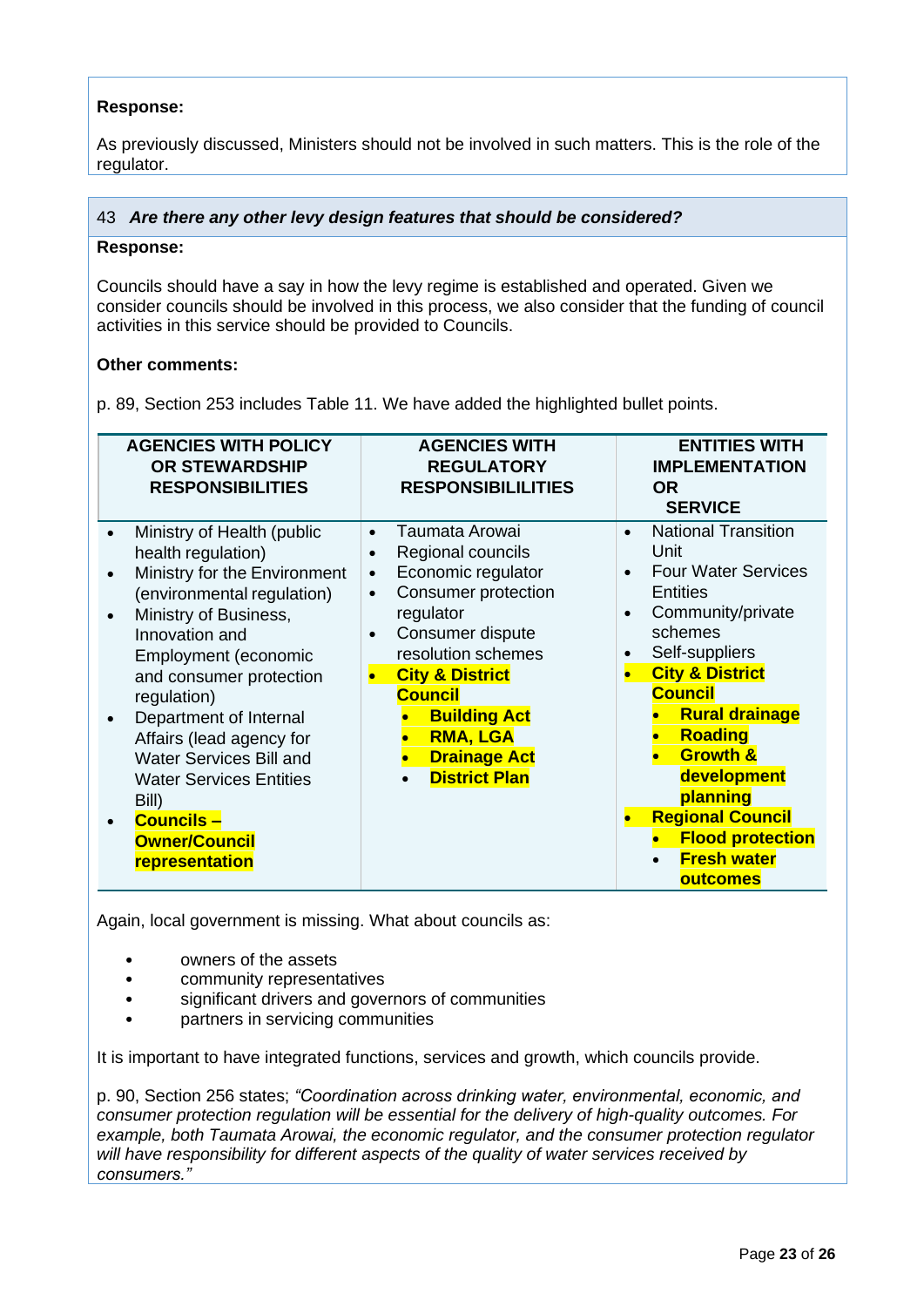**Response:**

As previously discussed, Ministers should not be involved in such matters. This is the role of the regulator.

43 ***Are there any other levy design features that should be considered?***

**Response:**

Councils should have a say in how the levy regime is established and operated. Given we consider councils should be involved in this process, we also consider that the funding of council activities in this service should be provided to Councils.

**Other comments:**

p. 89, Section 253 includes Table 11. We have added the highlighted bullet points.

| AGENCIES WITH POLICY OR STEWARDSHIP RESPONSIBILITIES | AGENCIES WITH REGULATORY RESPONSIBILILITIES | ENTITIES WITH IMPLEMENTATION OR SERVICE |
|---|---|---|
| • Ministry of Health (public health regulation)<br>• Ministry for the Environment (environmental regulation)<br>• Ministry of Business, Innovation and Employment (economic and consumer protection regulation)<br>• Department of Internal Affairs (lead agency for Water Services Bill and Water Services Entities Bill)<br>• **Councils – Owner/Council representation** | • Taumata Arowai<br>• Regional councils<br>• Economic regulator<br>• Consumer protection regulator<br>• Consumer dispute resolution schemes<br>• **City & District Council**<br>  • **Building Act**<br>  • **RMA, LGA**<br>  • **Drainage Act**<br>  • **District Plan** | • National Transition Unit<br>• Four Water Services Entities<br>• Community/private schemes<br>• Self-suppliers<br>• **City & District Council**<br>  • **Rural drainage**<br>  • **Roading**<br>  • **Growth & development planning**<br>• **Regional Council**<br>  • **Flood protection**<br>  • **Fresh water outcomes** |

Again, local government is missing. What about councils as:

- owners of the assets
- community representatives
- significant drivers and governors of communities
- partners in servicing communities

It is important to have integrated functions, services and growth, which councils provide.

p. 90, Section 256 states; *"Coordination across drinking water, environmental, economic, and consumer protection regulation will be essential for the delivery of high-quality outcomes. For example, both Taumata Arowai, the economic regulator, and the consumer protection regulator will have responsibility for different aspects of the quality of water services received by consumers."*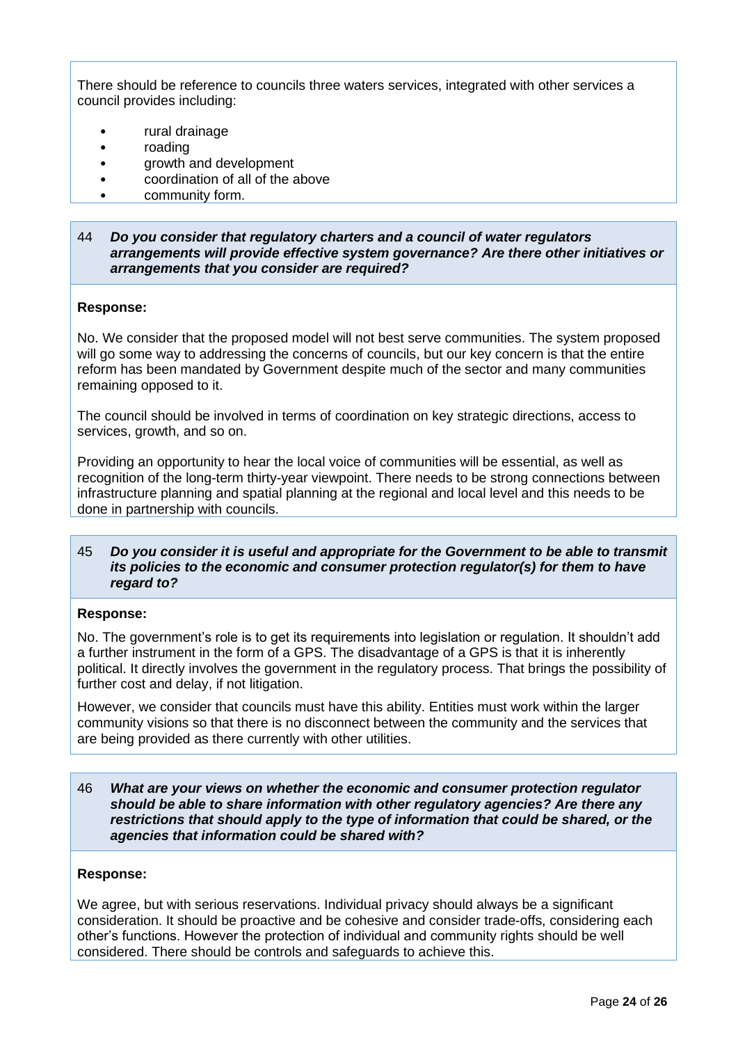There should be reference to councils three waters services, integrated with other services a council provides including:

- rural drainage
- roading
- growth and development
- coordination of all of the above
- community form.

44 ***Do you consider that regulatory charters and a council of water regulators arrangements will provide effective system governance? Are there other initiatives or arrangements that you consider are required?***

**Response:**

No. We consider that the proposed model will not best serve communities. The system proposed will go some way to addressing the concerns of councils, but our key concern is that the entire reform has been mandated by Government despite much of the sector and many communities remaining opposed to it.

The council should be involved in terms of coordination on key strategic directions, access to services, growth, and so on.

Providing an opportunity to hear the local voice of communities will be essential, as well as recognition of the long-term thirty-year viewpoint. There needs to be strong connections between infrastructure planning and spatial planning at the regional and local level and this needs to be done in partnership with councils.

45 ***Do you consider it is useful and appropriate for the Government to be able to transmit its policies to the economic and consumer protection regulator(s) for them to have regard to?***

**Response:**

No. The government's role is to get its requirements into legislation or regulation. It shouldn't add a further instrument in the form of a GPS. The disadvantage of a GPS is that it is inherently political. It directly involves the government in the regulatory process. That brings the possibility of further cost and delay, if not litigation.

However, we consider that councils must have this ability. Entities must work within the larger community visions so that there is no disconnect between the community and the services that are being provided as there currently with other utilities.

46 ***What are your views on whether the economic and consumer protection regulator should be able to share information with other regulatory agencies? Are there any restrictions that should apply to the type of information that could be shared, or the agencies that information could be shared with?***

**Response:**

We agree, but with serious reservations. Individual privacy should always be a significant consideration. It should be proactive and be cohesive and consider trade-offs, considering each other's functions. However the protection of individual and community rights should be well considered. There should be controls and safeguards to achieve this.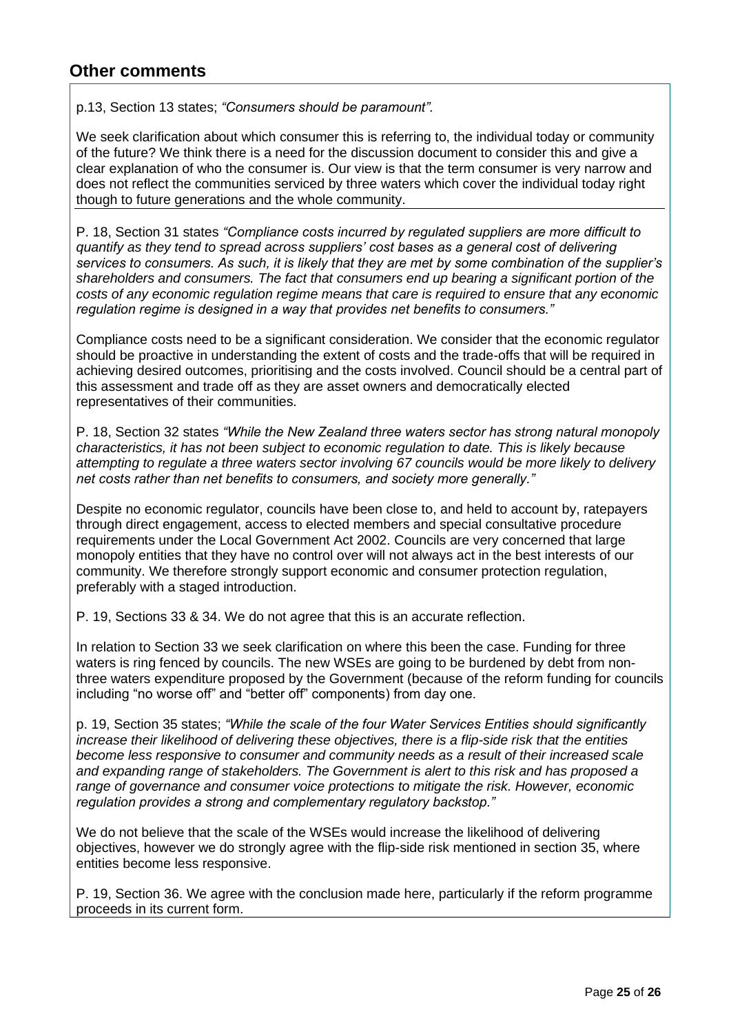## Other comments

p.13, Section 13 states; *"Consumers should be paramount".*

We seek clarification about which consumer this is referring to, the individual today or community of the future? We think there is a need for the discussion document to consider this and give a clear explanation of who the consumer is. Our view is that the term consumer is very narrow and does not reflect the communities serviced by three waters which cover the individual today right though to future generations and the whole community.

P. 18, Section 31 states *"Compliance costs incurred by regulated suppliers are more difficult to quantify as they tend to spread across suppliers' cost bases as a general cost of delivering services to consumers. As such, it is likely that they are met by some combination of the supplier's shareholders and consumers. The fact that consumers end up bearing a significant portion of the costs of any economic regulation regime means that care is required to ensure that any economic regulation regime is designed in a way that provides net benefits to consumers."*

Compliance costs need to be a significant consideration. We consider that the economic regulator should be proactive in understanding the extent of costs and the trade-offs that will be required in achieving desired outcomes, prioritising and the costs involved. Council should be a central part of this assessment and trade off as they are asset owners and democratically elected representatives of their communities.

P. 18, Section 32 states *"While the New Zealand three waters sector has strong natural monopoly characteristics, it has not been subject to economic regulation to date. This is likely because attempting to regulate a three waters sector involving 67 councils would be more likely to delivery net costs rather than net benefits to consumers, and society more generally."*

Despite no economic regulator, councils have been close to, and held to account by, ratepayers through direct engagement, access to elected members and special consultative procedure requirements under the Local Government Act 2002. Councils are very concerned that large monopoly entities that they have no control over will not always act in the best interests of our community. We therefore strongly support economic and consumer protection regulation, preferably with a staged introduction.

P. 19, Sections 33 & 34. We do not agree that this is an accurate reflection.

In relation to Section 33 we seek clarification on where this been the case. Funding for three waters is ring fenced by councils. The new WSEs are going to be burdened by debt from non-three waters expenditure proposed by the Government (because of the reform funding for councils including "no worse off" and "better off" components) from day one.

p. 19, Section 35 states; *"While the scale of the four Water Services Entities should significantly increase their likelihood of delivering these objectives, there is a flip-side risk that the entities become less responsive to consumer and community needs as a result of their increased scale and expanding range of stakeholders. The Government is alert to this risk and has proposed a range of governance and consumer voice protections to mitigate the risk. However, economic regulation provides a strong and complementary regulatory backstop."*

We do not believe that the scale of the WSEs would increase the likelihood of delivering objectives, however we do strongly agree with the flip-side risk mentioned in section 35, where entities become less responsive.

P. 19, Section 36. We agree with the conclusion made here, particularly if the reform programme proceeds in its current form.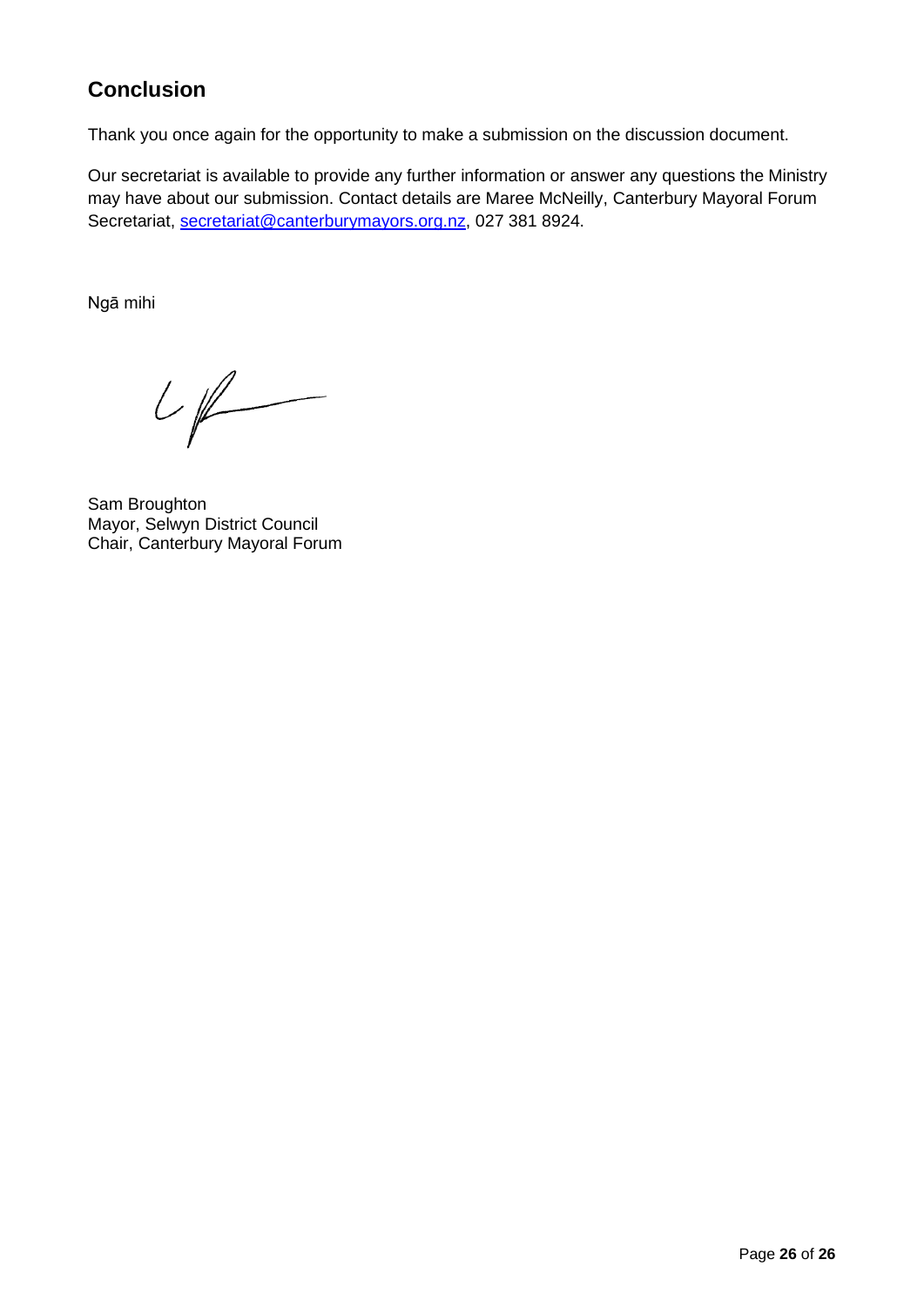## Conclusion

Thank you once again for the opportunity to make a submission on the discussion document.

Our secretariat is available to provide any further information or answer any questions the Ministry may have about our submission. Contact details are Maree McNeilly, Canterbury Mayoral Forum Secretariat, secretariat@canterburymayors.org.nz, 027 381 8924.

Ngā mihi

Sam Broughton
Mayor, Selwyn District Council
Chair, Canterbury Mayoral Forum